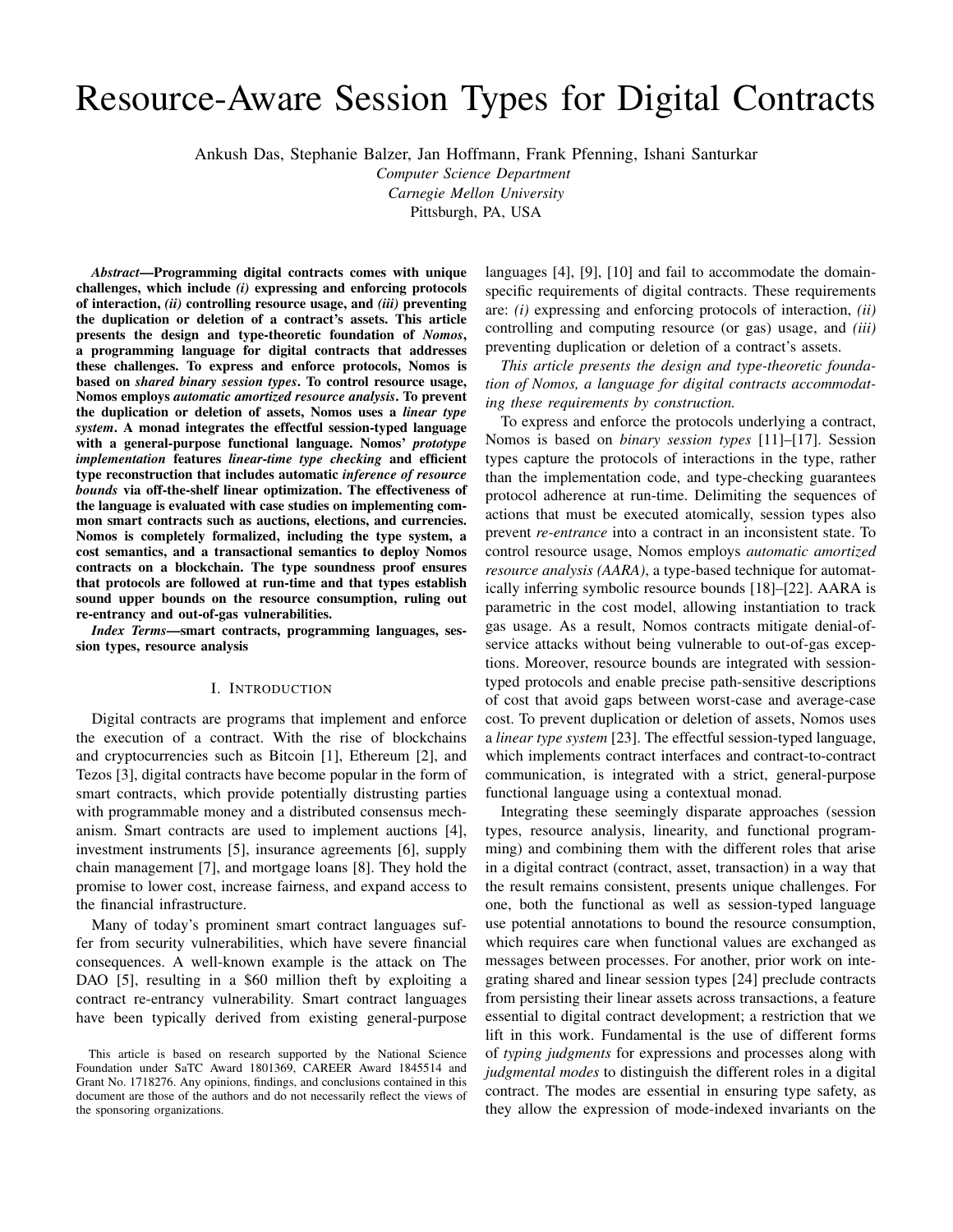# Resource-Aware Session Types for Digital Contracts

Ankush Das, Stephanie Balzer, Jan Hoffmann, Frank Pfenning, Ishani Santurkar
*Computer Science Department*
*Carnegie Mellon University*
Pittsburgh, PA, USA

***Abstract*—Programming digital contracts comes with unique challenges, which include *(i)* expressing and enforcing protocols of interaction, *(ii)* controlling resource usage, and *(iii)* preventing the duplication or deletion of a contract's assets. This article presents the design and type-theoretic foundation of *Nomos*, a programming language for digital contracts that addresses these challenges. To express and enforce protocols, Nomos is based on *shared binary session types*. To control resource usage, Nomos employs *automatic amortized resource analysis*. To prevent the duplication or deletion of assets, Nomos uses a *linear type system*. A monad integrates the effectful session-typed language with a general-purpose functional language. Nomos' *prototype implementation* features *linear-time type checking* and efficient type reconstruction that includes automatic *inference of resource bounds* via off-the-shelf linear optimization. The effectiveness of the language is evaluated with case studies on implementing common smart contracts such as auctions, elections, and currencies. Nomos is completely formalized, including the type system, a cost semantics, and a transactional semantics to deploy Nomos contracts on a blockchain. The type soundness proof ensures that protocols are followed at run-time and that types establish sound upper bounds on the resource consumption, ruling out re-entrancy and out-of-gas vulnerabilities.**

***Index Terms*—smart contracts, programming languages, session types, resource analysis**

## I. Introduction

Digital contracts are programs that implement and enforce the execution of a contract. With the rise of blockchains and cryptocurrencies such as Bitcoin [1], Ethereum [2], and Tezos [3], digital contracts have become popular in the form of smart contracts, which provide potentially distrusting parties with programmable money and a distributed consensus mechanism. Smart contracts are used to implement auctions [4], investment instruments [5], insurance agreements [6], supply chain management [7], and mortgage loans [8]. They hold the promise to lower cost, increase fairness, and expand access to the financial infrastructure.

Many of today's prominent smart contract languages suffer from security vulnerabilities, which have severe financial consequences. A well-known example is the attack on The DAO [5], resulting in a $60 million theft by exploiting a contract re-entrancy vulnerability. Smart contract languages have been typically derived from existing general-purpose languages [4], [9], [10] and fail to accommodate the domain-specific requirements of digital contracts. These requirements are: *(i)* expressing and enforcing protocols of interaction, *(ii)* controlling and computing resource (or gas) usage, and *(iii)* preventing duplication or deletion of a contract's assets.

*This article presents the design and type-theoretic foundation of Nomos, a language for digital contracts accommodating these requirements by construction.*

To express and enforce the protocols underlying a contract, Nomos is based on *binary session types* [11]–[17]. Session types capture the protocols of interactions in the type, rather than the implementation code, and type-checking guarantees protocol adherence at run-time. Delimiting the sequences of actions that must be executed atomically, session types also prevent *re-entrance* into a contract in an inconsistent state. To control resource usage, Nomos employs *automatic amortized resource analysis (AARA)*, a type-based technique for automatically inferring symbolic resource bounds [18]–[22]. AARA is parametric in the cost model, allowing instantiation to track gas usage. As a result, Nomos contracts mitigate denial-of-service attacks without being vulnerable to out-of-gas exceptions. Moreover, resource bounds are integrated with session-typed protocols and enable precise path-sensitive descriptions of cost that avoid gaps between worst-case and average-case cost. To prevent duplication or deletion of assets, Nomos uses a *linear type system* [23]. The effectful session-typed language, which implements contract interfaces and contract-to-contract communication, is integrated with a strict, general-purpose functional language using a contextual monad.

Integrating these seemingly disparate approaches (session types, resource analysis, linearity, and functional programming) and combining them with the different roles that arise in a digital contract (contract, asset, transaction) in a way that the result remains consistent, presents unique challenges. For one, both the functional as well as session-typed language use potential annotations to bound the resource consumption, which requires care when functional values are exchanged as messages between processes. For another, prior work on integrating shared and linear session types [24] preclude contracts from persisting their linear assets across transactions, a feature essential to digital contract development; a restriction that we lift in this work. Fundamental is the use of different forms of *typing judgments* for expressions and processes along with *judgmental modes* to distinguish the different roles in a digital contract. The modes are essential in ensuring type safety, as they allow the expression of mode-indexed invariants on the

This article is based on research supported by the National Science Foundation under SaTC Award 1801369, CAREER Award 1845514 and Grant No. 1718276. Any opinions, findings, and conclusions contained in this document are those of the authors and do not necessarily reflect the views of the sponsoring organizations.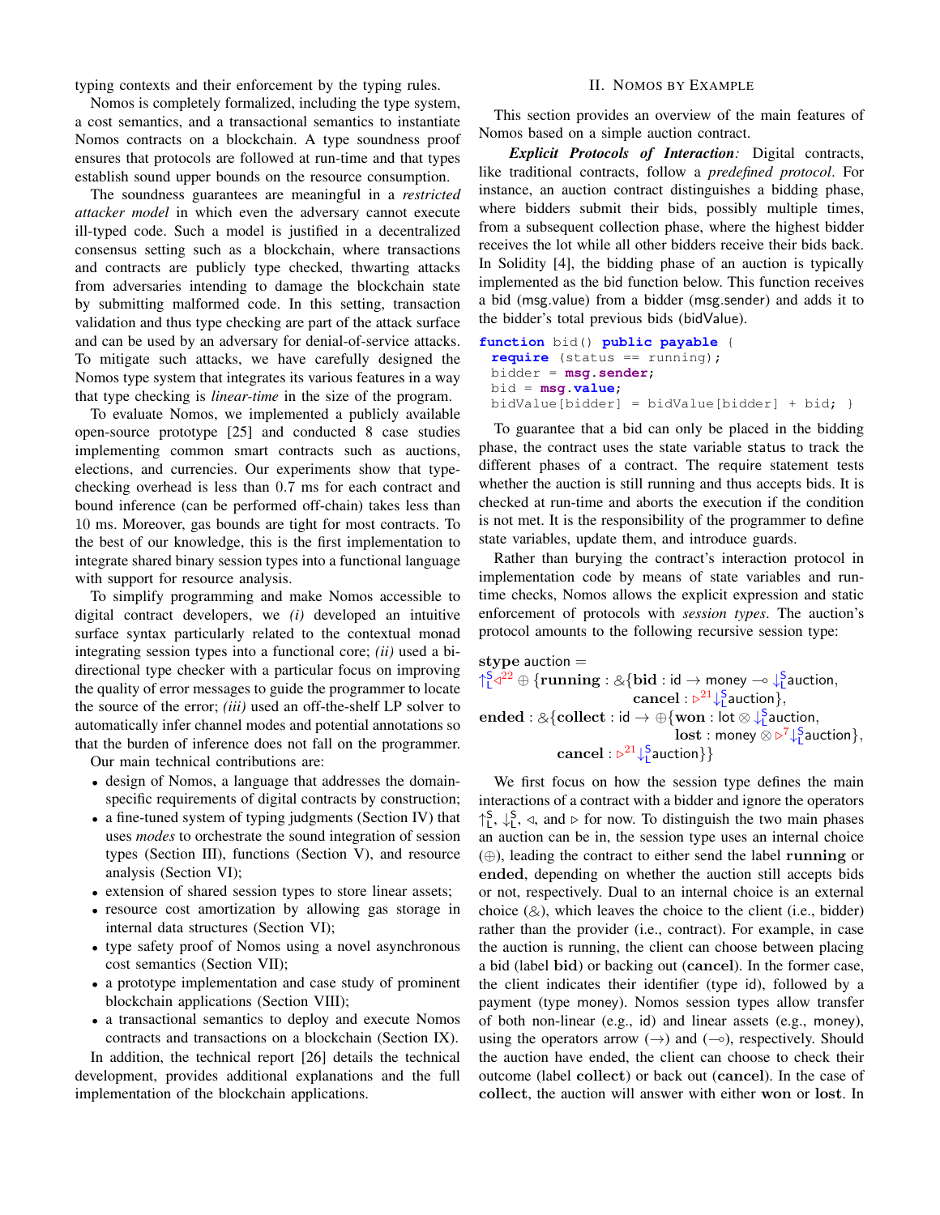typing contexts and their enforcement by the typing rules.

Nomos is completely formalized, including the type system, a cost semantics, and a transactional semantics to instantiate Nomos contracts on a blockchain. A type soundness proof ensures that protocols are followed at run-time and that types establish sound upper bounds on the resource consumption.

The soundness guarantees are meaningful in a *restricted attacker model* in which even the adversary cannot execute ill-typed code. Such a model is justified in a decentralized consensus setting such as a blockchain, where transactions and contracts are publicly type checked, thwarting attacks from adversaries intending to damage the blockchain state by submitting malformed code. In this setting, transaction validation and thus type checking are part of the attack surface and can be used by an adversary for denial-of-service attacks. To mitigate such attacks, we have carefully designed the Nomos type system that integrates its various features in a way that type checking is *linear-time* in the size of the program.

To evaluate Nomos, we implemented a publicly available open-source prototype [25] and conducted 8 case studies implementing common smart contracts such as auctions, elections, and currencies. Our experiments show that type-checking overhead is less than 0.7 ms for each contract and bound inference (can be performed off-chain) takes less than 10 ms. Moreover, gas bounds are tight for most contracts. To the best of our knowledge, this is the first implementation to integrate shared binary session types into a functional language with support for resource analysis.

To simplify programming and make Nomos accessible to digital contract developers, we *(i)* developed an intuitive surface syntax particularly related to the contextual monad integrating session types into a functional core; *(ii)* used a bi-directional type checker with a particular focus on improving the quality of error messages to guide the programmer to locate the source of the error; *(iii)* used an off-the-shelf LP solver to automatically infer channel modes and potential annotations so that the burden of inference does not fall on the programmer.

Our main technical contributions are:

- design of Nomos, a language that addresses the domain-specific requirements of digital contracts by construction;
- a fine-tuned system of typing judgments (Section IV) that uses *modes* to orchestrate the sound integration of session types (Section III), functions (Section V), and resource analysis (Section VI);
- extension of shared session types to store linear assets;
- resource cost amortization by allowing gas storage in internal data structures (Section VI);
- type safety proof of Nomos using a novel asynchronous cost semantics (Section VII);
- a prototype implementation and case study of prominent blockchain applications (Section VIII);
- a transactional semantics to deploy and execute Nomos contracts and transactions on a blockchain (Section IX).

In addition, the technical report [26] details the technical development, provides additional explanations and the full implementation of the blockchain applications.

## II. Nomos by Example

This section provides an overview of the main features of Nomos based on a simple auction contract.

***Explicit Protocols of Interaction:*** Digital contracts, like traditional contracts, follow a *predefined protocol*. For instance, an auction contract distinguishes a bidding phase, where bidders submit their bids, possibly multiple times, from a subsequent collection phase, where the highest bidder receives the lot while all other bidders receive their bids back. In Solidity [4], the bidding phase of an auction is typically implemented as the bid function below. This function receives a bid (msg.value) from a bidder (msg.sender) and adds it to the bidder's total previous bids (bidValue).

```
function bid() public payable {
  require (status == running);
  bidder = msg.sender;
  bid = msg.value;
  bidValue[bidder] = bidValue[bidder] + bid; }
```

To guarantee that a bid can only be placed in the bidding phase, the contract uses the state variable status to track the different phases of a contract. The require statement tests whether the auction is still running and thus accepts bids. It is checked at run-time and aborts the execution if the condition is not met. It is the responsibility of the programmer to define state variables, update them, and introduce guards.

Rather than burying the contract's interaction protocol in implementation code by means of state variables and run-time checks, Nomos allows the explicit expression and static enforcement of protocols with *session types*. The auction's protocol amounts to the following recursive session type:

$$
\begin{aligned}
&\mathbf{stype}\ \mathsf{auction} = \\
&\uparrow_{\mathsf{L}}^{\mathsf{S}} \triangleleft^{22} \oplus \{\mathbf{running} : \&\{\mathbf{bid} : \mathsf{id} \rightarrow \mathsf{money} \multimap \downarrow_{\mathsf{L}}^{\mathsf{S}}\mathsf{auction}, \\
&\qquad\qquad\qquad\qquad\quad \mathbf{cancel} : \triangleright^{21} \downarrow_{\mathsf{L}}^{\mathsf{S}}\mathsf{auction}\}, \\
&\mathbf{ended} : \&\{\mathbf{collect} : \mathsf{id} \rightarrow \oplus\{\mathbf{won} : \mathsf{lot} \otimes \downarrow_{\mathsf{L}}^{\mathsf{S}}\mathsf{auction}, \\
&\qquad\qquad\qquad\qquad\qquad\qquad\quad \mathbf{lost} : \mathsf{money} \otimes \triangleright^{7} \downarrow_{\mathsf{L}}^{\mathsf{S}}\mathsf{auction}\}, \\
&\qquad\qquad\quad \mathbf{cancel} : \triangleright^{21} \downarrow_{\mathsf{L}}^{\mathsf{S}}\mathsf{auction}\}\}
\end{aligned}
$$

We first focus on how the session type defines the main interactions of a contract with a bidder and ignore the operators $\uparrow_{\mathsf{L}}^{\mathsf{S}}$, $\downarrow_{\mathsf{L}}^{\mathsf{S}}$, $\triangleleft$, and $\triangleright$ for now. To distinguish the two main phases an auction can be in, the session type uses an internal choice ($\oplus$), leading the contract to either send the label **running** or **ended**, depending on whether the auction still accepts bids or not, respectively. Dual to an internal choice is an external choice ($\&$), which leaves the choice to the client (i.e., bidder) rather than the provider (i.e., contract). For example, in case the auction is running, the client can choose between placing a bid (label **bid**) or backing out (**cancel**). In the former case, the client indicates their identifier (type id), followed by a payment (type money). Nomos session types allow transfer of both non-linear (e.g., id) and linear assets (e.g., money), using the operators arrow ($\rightarrow$) and ($\multimap$), respectively. Should the auction have ended, the client can choose to check their outcome (label **collect**) or back out (**cancel**). In the case of **collect**, the auction will answer with either **won** or **lost**. In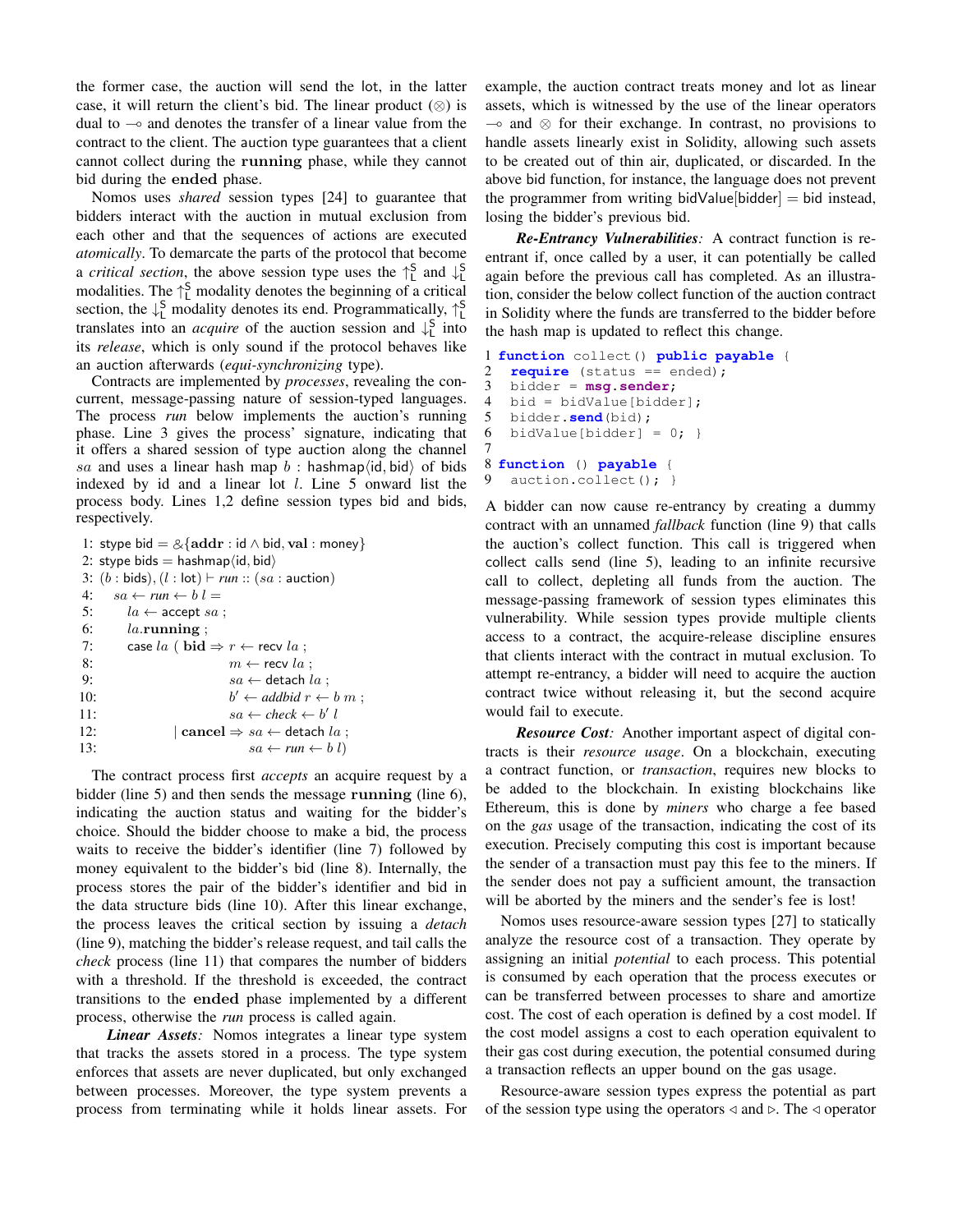the former case, the auction will send the lot, in the latter case, it will return the client's bid. The linear product ($\otimes$) is dual to $\multimap$ and denotes the transfer of a linear value from the contract to the client. The auction type guarantees that a client cannot collect during the **running** phase, while they cannot bid during the **ended** phase.

Nomos uses *shared* session types [24] to guarantee that bidders interact with the auction in mutual exclusion from each other and that the sequences of actions are executed *atomically*. To demarcate the parts of the protocol that become a *critical section*, the above session type uses the $\uparrow_{\mathsf{L}}^{\mathsf{S}}$ and $\downarrow_{\mathsf{L}}^{\mathsf{S}}$ modalities. The $\uparrow_{\mathsf{L}}^{\mathsf{S}}$ modality denotes the beginning of a critical section, the $\downarrow_{\mathsf{L}}^{\mathsf{S}}$ modality denotes its end. Programmatically, $\uparrow_{\mathsf{L}}^{\mathsf{S}}$ translates into an *acquire* of the auction session and $\downarrow_{\mathsf{L}}^{\mathsf{S}}$ into its *release*, which is only sound if the protocol behaves like an auction afterwards (*equi-synchronizing* type).

Contracts are implemented by *processes*, revealing the concurrent, message-passing nature of session-typed languages. The process *run* below implements the auction's running phase. Line 3 gives the process' signature, indicating that it offers a shared session of type auction along the channel $sa$ and uses a linear hash map $b$ : hashmap⟨id, bid⟩ of bids indexed by id and a linear lot $l$. Line 5 onward list the process body. Lines 1,2 define session types bid and bids, respectively.

```
1:  stype bid = &{addr : id ∧ bid, val : money}
2:  stype bids = hashmap⟨id, bid⟩
3:  (b : bids), (l : lot) ⊢ run :: (sa : auction)
4:    sa ← run ← b l =
5:      la ← accept sa ;
6:      la.running ;
7:      case la ( bid ⇒ r ← recv la ;
8:                      m ← recv la ;
9:                      sa ← detach la ;
10:                     b′ ← addbid r ← b m ;
11:                     sa ← check ← b′ l
12:              | cancel ⇒ sa ← detach la ;
13:                     sa ← run ← b l)
```

The contract process first *accepts* an acquire request by a bidder (line 5) and then sends the message **running** (line 6), indicating the auction status and waiting for the bidder's choice. Should the bidder choose to make a bid, the process waits to receive the bidder's identifier (line 7) followed by money equivalent to the bidder's bid (line 8). Internally, the process stores the pair of the bidder's identifier and bid in the data structure bids (line 10). After this linear exchange, the process leaves the critical section by issuing a *detach* (line 9), matching the bidder's release request, and tail calls the *check* process (line 11) that compares the number of bidders with a threshold. If the threshold is exceeded, the contract transitions to the **ended** phase implemented by a different process, otherwise the *run* process is called again.

***Linear Assets:*** Nomos integrates a linear type system that tracks the assets stored in a process. The type system enforces that assets are never duplicated, but only exchanged between processes. Moreover, the type system prevents a process from terminating while it holds linear assets. For example, the auction contract treats money and lot as linear assets, which is witnessed by the use of the linear operators $\multimap$ and $\otimes$ for their exchange. In contrast, no provisions to handle assets linearly exist in Solidity, allowing such assets to be created out of thin air, duplicated, or discarded. In the above bid function, for instance, the language does not prevent the programmer from writing bidValue[bidder] = bid instead, losing the bidder's previous bid.

***Re-Entrancy Vulnerabilities:*** A contract function is re-entrant if, once called by a user, it can potentially be called again before the previous call has completed. As an illustration, consider the below collect function of the auction contract in Solidity where the funds are transferred to the bidder before the hash map is updated to reflect this change.

```
1 function collect() public payable {
2   require (status == ended);
3   bidder = msg.sender;
4   bid = bidValue[bidder];
5   bidder.send(bid);
6   bidValue[bidder] = 0; }
7
8 function () payable {
9   auction.collect(); }
```

A bidder can now cause re-entrancy by creating a dummy contract with an unnamed *fallback* function (line 9) that calls the auction's collect function. This call is triggered when collect calls send (line 5), leading to an infinite recursive call to collect, depleting all funds from the auction. The message-passing framework of session types eliminates this vulnerability. While session types provide multiple clients access to a contract, the acquire-release discipline ensures that clients interact with the contract in mutual exclusion. To attempt re-entrancy, a bidder will need to acquire the auction contract twice without releasing it, but the second acquire would fail to execute.

***Resource Cost:*** Another important aspect of digital contracts is their *resource usage*. On a blockchain, executing a contract function, or *transaction*, requires new blocks to be added to the blockchain. In existing blockchains like Ethereum, this is done by *miners* who charge a fee based on the *gas* usage of the transaction, indicating the cost of its execution. Precisely computing this cost is important because the sender of a transaction must pay this fee to the miners. If the sender does not pay a sufficient amount, the transaction will be aborted by the miners and the sender's fee is lost!

Nomos uses resource-aware session types [27] to statically analyze the resource cost of a transaction. They operate by assigning an initial *potential* to each process. This potential is consumed by each operation that the process executes or can be transferred between processes to share and amortize cost. The cost of each operation is defined by a cost model. If the cost model assigns a cost to each operation equivalent to their gas cost during execution, the potential consumed during a transaction reflects an upper bound on the gas usage.

Resource-aware session types express the potential as part of the session type using the operators $\triangleleft$ and $\triangleright$. The $\triangleleft$ operator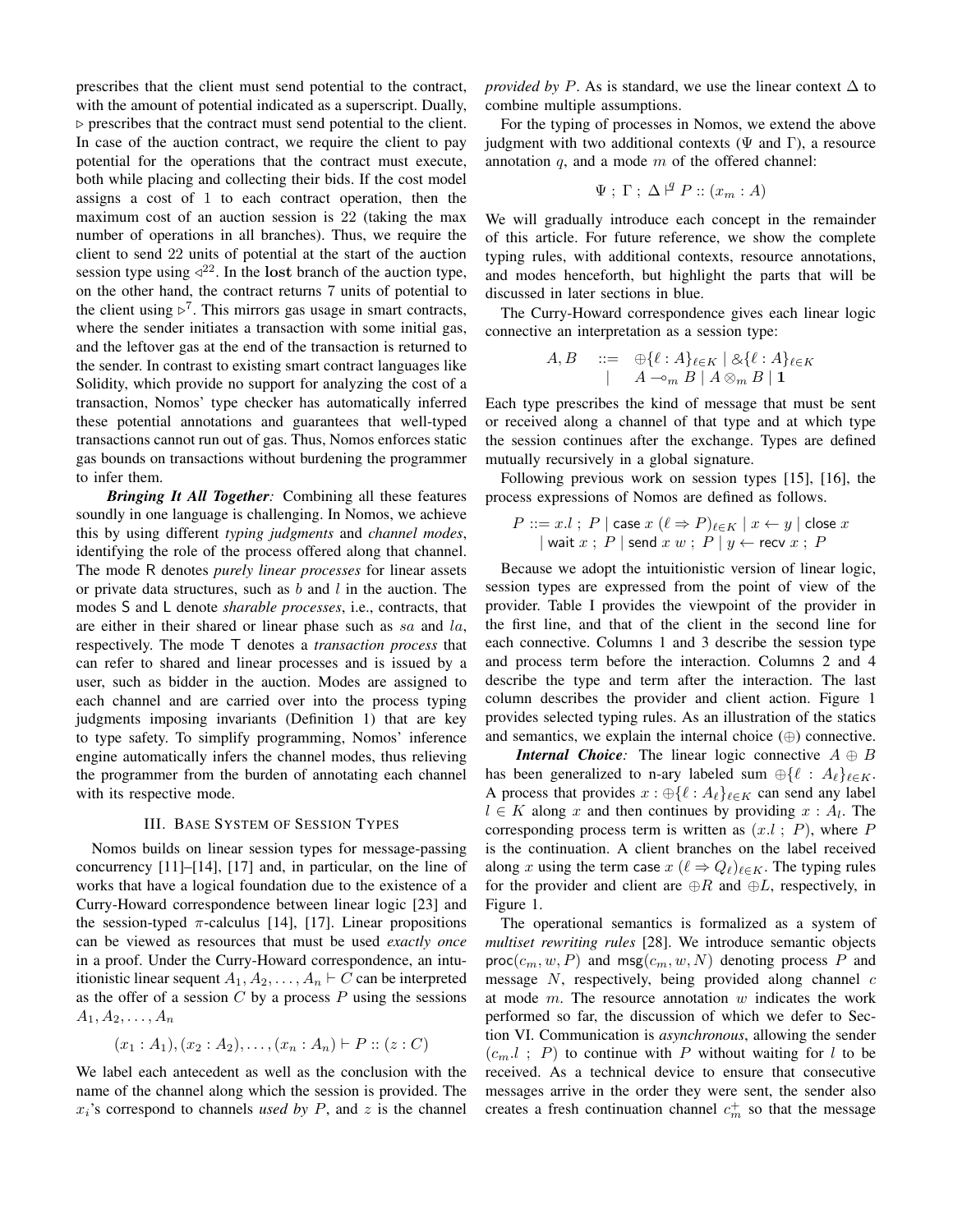prescribes that the client must send potential to the contract, with the amount of potential indicated as a superscript. Dually, $\triangleright$ prescribes that the contract must send potential to the client. In case of the auction contract, we require the client to pay potential for the operations that the contract must execute, both while placing and collecting their bids. If the cost model assigns a cost of 1 to each contract operation, then the maximum cost of an auction session is 22 (taking the max number of operations in all branches). Thus, we require the client to send 22 units of potential at the start of the auction session type using $\triangleleft^{22}$. In the **lost** branch of the auction type, on the other hand, the contract returns 7 units of potential to the client using $\triangleright^{7}$. This mirrors gas usage in smart contracts, where the sender initiates a transaction with some initial gas, and the leftover gas at the end of the transaction is returned to the sender. In contrast to existing smart contract languages like Solidity, which provide no support for analyzing the cost of a transaction, Nomos' type checker has automatically inferred these potential annotations and guarantees that well-typed transactions cannot run out of gas. Thus, Nomos enforces static gas bounds on transactions without burdening the programmer to infer them.

***Bringing It All Together:*** Combining all these features soundly in one language is challenging. In Nomos, we achieve this by using different *typing judgments* and *channel modes*, identifying the role of the process offered along that channel. The mode R denotes *purely linear processes* for linear assets or private data structures, such as $b$ and $l$ in the auction. The modes S and L denote *sharable processes*, i.e., contracts, that are either in their shared or linear phase such as $sa$ and $la$, respectively. The mode T denotes a *transaction process* that can refer to shared and linear processes and is issued by a user, such as bidder in the auction. Modes are assigned to each channel and are carried over into the process typing judgments imposing invariants (Definition 1) that are key to type safety. To simplify programming, Nomos' inference engine automatically infers the channel modes, thus relieving the programmer from the burden of annotating each channel with its respective mode.

## III. Base System of Session Types

Nomos builds on linear session types for message-passing concurrency [11]–[14], [17] and, in particular, on the line of works that have a logical foundation due to the existence of a Curry-Howard correspondence between linear logic [23] and the session-typed $\pi$-calculus [14], [17]. Linear propositions can be viewed as resources that must be used *exactly once* in a proof. Under the Curry-Howard correspondence, an intuitionistic linear sequent $A_1, A_2, \ldots, A_n \vdash C$ can be interpreted as the offer of a session $C$ by a process $P$ using the sessions $A_1, A_2, \ldots, A_n$

$$(x_1 : A_1), (x_2 : A_2), \ldots, (x_n : A_n) \vdash P :: (z : C)$$

We label each antecedent as well as the conclusion with the name of the channel along which the session is provided. The $x_i$'s correspond to channels *used by* $P$, and $z$ is the channel *provided by* $P$. As is standard, we use the linear context $\Delta$ to combine multiple assumptions.

For the typing of processes in Nomos, we extend the above judgment with two additional contexts ($\Psi$ and $\Gamma$), a resource annotation $q$, and a mode $m$ of the offered channel:

$$\Psi \;;\; \Gamma \;;\; \Delta \vdash^{q} P :: (x_m : A)$$

We will gradually introduce each concept in the remainder of this article. For future reference, we show the complete typing rules, with additional contexts, resource annotations, and modes henceforth, but highlight the parts that will be discussed in later sections in blue.

The Curry-Howard correspondence gives each linear logic connective an interpretation as a session type:

$$\begin{array}{rcl} A, B & ::= & \oplus\{\ell : A\}_{\ell \in K} \mid \&\{\ell : A\}_{\ell \in K} \\ & \mid & A \multimap_m B \mid A \otimes_m B \mid \mathbf{1} \end{array}$$

Each type prescribes the kind of message that must be sent or received along a channel of that type and at which type the session continues after the exchange. Types are defined mutually recursively in a global signature.

Following previous work on session types [15], [16], the process expressions of Nomos are defined as follows.

$$\begin{array}{l} P ::= x.l \;;\; P \mid \mathsf{case}\; x\; (\ell \Rightarrow P)_{\ell \in K} \mid x \leftarrow y \mid \mathsf{close}\; x \\ \quad \mid \mathsf{wait}\; x \;;\; P \mid \mathsf{send}\; x\; w \;;\; P \mid y \leftarrow \mathsf{recv}\; x \;;\; P \end{array}$$

Because we adopt the intuitionistic version of linear logic, session types are expressed from the point of view of the provider. Table I provides the viewpoint of the provider in the first line, and that of the client in the second line for each connective. Columns 1 and 3 describe the session type and process term before the interaction. Columns 2 and 4 describe the type and term after the interaction. The last column describes the provider and client action. Figure 1 provides selected typing rules. As an illustration of the statics and semantics, we explain the internal choice ($\oplus$) connective.

***Internal Choice:*** The linear logic connective $A \oplus B$ has been generalized to n-ary labeled sum $\oplus\{\ell : A_\ell\}_{\ell \in K}$. A process that provides $x : \oplus\{\ell : A_\ell\}_{\ell \in K}$ can send any label $l \in K$ along $x$ and then continues by providing $x : A_l$. The corresponding process term is written as $(x.l \;;\; P)$, where $P$ is the continuation. A client branches on the label received along $x$ using the term $\mathsf{case}\; x\; (\ell \Rightarrow Q_\ell)_{\ell \in K}$. The typing rules for the provider and client are $\oplus R$ and $\oplus L$, respectively, in Figure 1.

The operational semantics is formalized as a system of *multiset rewriting rules* [28]. We introduce semantic objects $\mathsf{proc}(c_m, w, P)$ and $\mathsf{msg}(c_m, w, N)$ denoting process $P$ and message $N$, respectively, being provided along channel $c$ at mode $m$. The resource annotation $w$ indicates the work performed so far, the discussion of which we defer to Section VI. Communication is *asynchronous*, allowing the sender $(c_m.l \;;\; P)$ to continue with $P$ without waiting for $l$ to be received. As a technical device to ensure that consecutive messages arrive in the order they were sent, the sender also creates a fresh continuation channel $c_m^+$ so that the message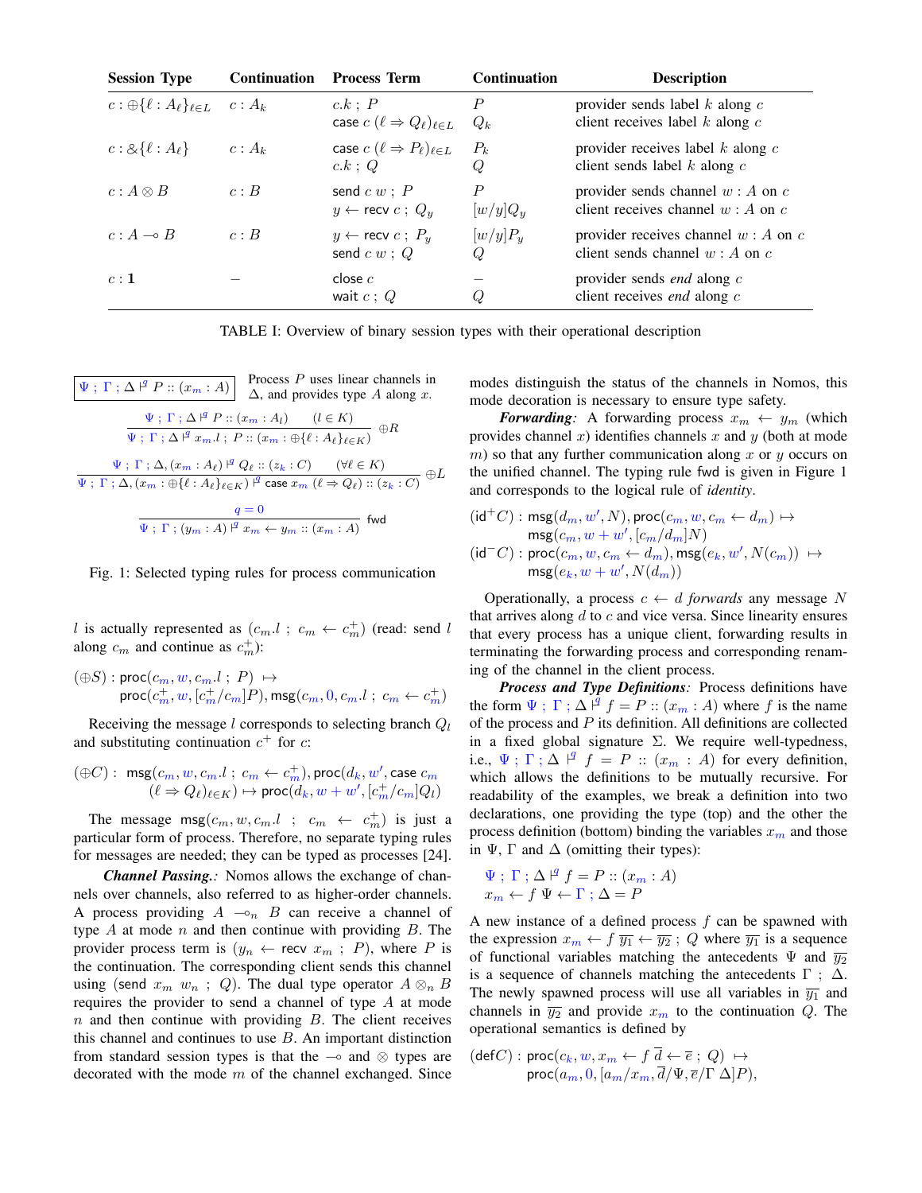| Session Type | Continuation | Process Term | Continuation | Description |
| --- | --- | --- | --- | --- |
| $c : \oplus\{\ell : A_\ell\}_{\ell \in L}$ | $c : A_k$ | $c.k \; ; \; P$ <br> $\mathsf{case}\ c\ (\ell \Rightarrow Q_\ell)_{\ell \in L}$ | $P$ <br> $Q_k$ | provider sends label $k$ along $c$ <br> client receives label $k$ along $c$ |
| $c : \&\{\ell : A_\ell\}$ | $c : A_k$ | $\mathsf{case}\ c\ (\ell \Rightarrow P_\ell)_{\ell \in L}$ <br> $c.k \; ; \; Q$ | $P_k$ <br> $Q$ | provider receives label $k$ along $c$ <br> client sends label $k$ along $c$ |
| $c : A \otimes B$ | $c : B$ | $\mathsf{send}\ c\ w \; ; \; P$ <br> $y \leftarrow \mathsf{recv}\ c \; ; \; Q_y$ | $P$ <br> $[w/y]Q_y$ | provider sends channel $w : A$ on $c$ <br> client receives channel $w : A$ on $c$ |
| $c : A \multimap B$ | $c : B$ | $y \leftarrow \mathsf{recv}\ c \; ; \; P_y$ <br> $\mathsf{send}\ c\ w \; ; \; Q$ | $[w/y]P_y$ <br> $Q$ | provider receives channel $w : A$ on $c$ <br> client sends channel $w : A$ on $c$ |
| $c : \mathbf{1}$ | $-$ | $\mathsf{close}\ c$ <br> $\mathsf{wait}\ c \; ; \; Q$ | $-$ <br> $Q$ | provider sends *end* along $c$ <br> client receives *end* along $c$ |

TABLE I: Overview of binary session types with their operational description

$$\boxed{\Psi \; ; \; \Gamma \; ; \Delta \vdash^{q} P :: (x_m : A)}$$ Process $P$ uses linear channels in $\Delta$, and provides type $A$ along $x$.

$$\frac{\Psi \; ; \; \Gamma \; ; \Delta \vdash^{q} P :: (x_m : A_l) \qquad (l \in K)}{\Psi \; ; \; \Gamma \; ; \Delta \vdash^{q} x_m.l \; ; \; P :: (x_m : \oplus\{\ell : A_\ell\}_{\ell \in K})} \oplus R$$

$$\frac{\Psi \; ; \; \Gamma \; ; \Delta, (x_m : A_\ell) \vdash^{q} Q_\ell :: (z_k : C) \qquad (\forall \ell \in K)}{\Psi \; ; \; \Gamma \; ; \Delta, (x_m : \oplus\{\ell : A_\ell\}_{\ell \in K}) \vdash^{q} \mathsf{case}\ x_m\ (\ell \Rightarrow Q_\ell) :: (z_k : C)} \oplus L$$

$$\frac{q = 0}{\Psi \; ; \; \Gamma \; ; (y_m : A) \vdash^{q} x_m \leftarrow y_m :: (x_m : A)} \mathsf{fwd}$$

Fig. 1: Selected typing rules for process communication

$l$ is actually represented as $(c_m.l \; ; \; c_m \leftarrow c_m^+)$ (read: send $l$ along $c_m$ and continue as $c_m^+$):

$$(\oplus S) : \mathsf{proc}(c_m, w, c_m.l \; ; \; P) \mapsto \mathsf{proc}(c_m^+, w, [c_m^+/c_m]P), \mathsf{msg}(c_m, 0, c_m.l \; ; \; c_m \leftarrow c_m^+)$$

Receiving the message $l$ corresponds to selecting branch $Q_l$ and substituting continuation $c^+$ for $c$:

$$(\oplus C) : \mathsf{msg}(c_m, w, c_m.l \; ; \; c_m \leftarrow c_m^+), \mathsf{proc}(d_k, w', \mathsf{case}\ c_m\ (\ell \Rightarrow Q_\ell)_{\ell \in K}) \mapsto \mathsf{proc}(d_k, w + w', [c_m^+/c_m]Q_l)$$

The message $\mathsf{msg}(c_m, w, c_m.l \; ; \; c_m \leftarrow c_m^+)$ is just a particular form of process. Therefore, no separate typing rules for messages are needed; they can be typed as processes [24].

***Channel Passing.:*** Nomos allows the exchange of channels over channels, also referred to as higher-order channels. A process providing $A \multimap_n B$ can receive a channel of type $A$ at mode $n$ and then continue with providing $B$. The provider process term is $(y_n \leftarrow \mathsf{recv}\ x_m \; ; \; P)$, where $P$ is the continuation. The corresponding client sends this channel using $(\mathsf{send}\ x_m\ w_n \; ; \; Q)$. The dual type operator $A \otimes_n B$ requires the provider to send a channel of type $A$ at mode $n$ and then continue with providing $B$. The client receives this channel and continues to use $B$. An important distinction from standard session types is that the $\multimap$ and $\otimes$ types are decorated with the mode $m$ of the channel exchanged. Since modes distinguish the status of the channels in Nomos, this mode decoration is necessary to ensure type safety.

***Forwarding:*** A forwarding process $x_m \leftarrow y_m$ (which provides channel $x$) identifies channels $x$ and $y$ (both at mode $m$) so that any further communication along $x$ or $y$ occurs on the unified channel. The typing rule fwd is given in Figure 1 and corresponds to the logical rule of *identity*.

$$(\mathsf{id}^+C) : \mathsf{msg}(d_m, w', N), \mathsf{proc}(c_m, w, c_m \leftarrow d_m) \mapsto \mathsf{msg}(c_m, w + w', [c_m/d_m]N)$$
$$(\mathsf{id}^-C) : \mathsf{proc}(c_m, w, c_m \leftarrow d_m), \mathsf{msg}(e_k, w', N(c_m)) \mapsto \mathsf{msg}(e_k, w + w', N(d_m))$$

Operationally, a process $c \leftarrow d$ *forwards* any message $N$ that arrives along $d$ to $c$ and vice versa. Since linearity ensures that every process has a unique client, forwarding results in terminating the forwarding process and corresponding renaming of the channel in the client process.

***Process and Type Definitions:*** Process definitions have the form $\Psi \; ; \; \Gamma \; ; \Delta \vdash^{q} f = P :: (x_m : A)$ where $f$ is the name of the process and $P$ its definition. All definitions are collected in a fixed global signature $\Sigma$. We require well-typedness, i.e., $\Psi \; ; \; \Gamma \; ; \Delta \vdash^{q} P :: (x_m : A)$ for every definition, which allows the definitions to be mutually recursive. For readability of the examples, we break a definition into two declarations, one providing the type (top) and the other the process definition (bottom) binding the variables $x_m$ and those in $\Psi$, $\Gamma$ and $\Delta$ (omitting their types):

$$\Psi \; ; \; \Gamma \; ; \Delta \vdash^{q} f = P :: (x_m : A)$$
$$x_m \leftarrow f \; \Psi \leftarrow \Gamma \; ; \; \Delta = P$$

A new instance of a defined process $f$ can be spawned with the expression $x_m \leftarrow f \; \overline{y_1} \leftarrow \overline{y_2} \; ; \; Q$ where $\overline{y_1}$ is a sequence of functional variables matching the antecedents $\Psi$ and $\overline{y_2}$ is a sequence of channels matching the antecedents $\Gamma \; ; \; \Delta$. The newly spawned process will use all variables in $\overline{y_1}$ and channels in $\overline{y_2}$ and provide $x_m$ to the continuation $Q$. The operational semantics is defined by

$$(\mathsf{def}C) : \mathsf{proc}(c_k, w, x_m \leftarrow f \; \overline{d} \leftarrow \overline{e} \; ; \; Q) \mapsto \mathsf{proc}(a_m, 0, [a_m/x_m, \overline{d}/\Psi, \overline{e}/\Gamma \; \Delta]P),$$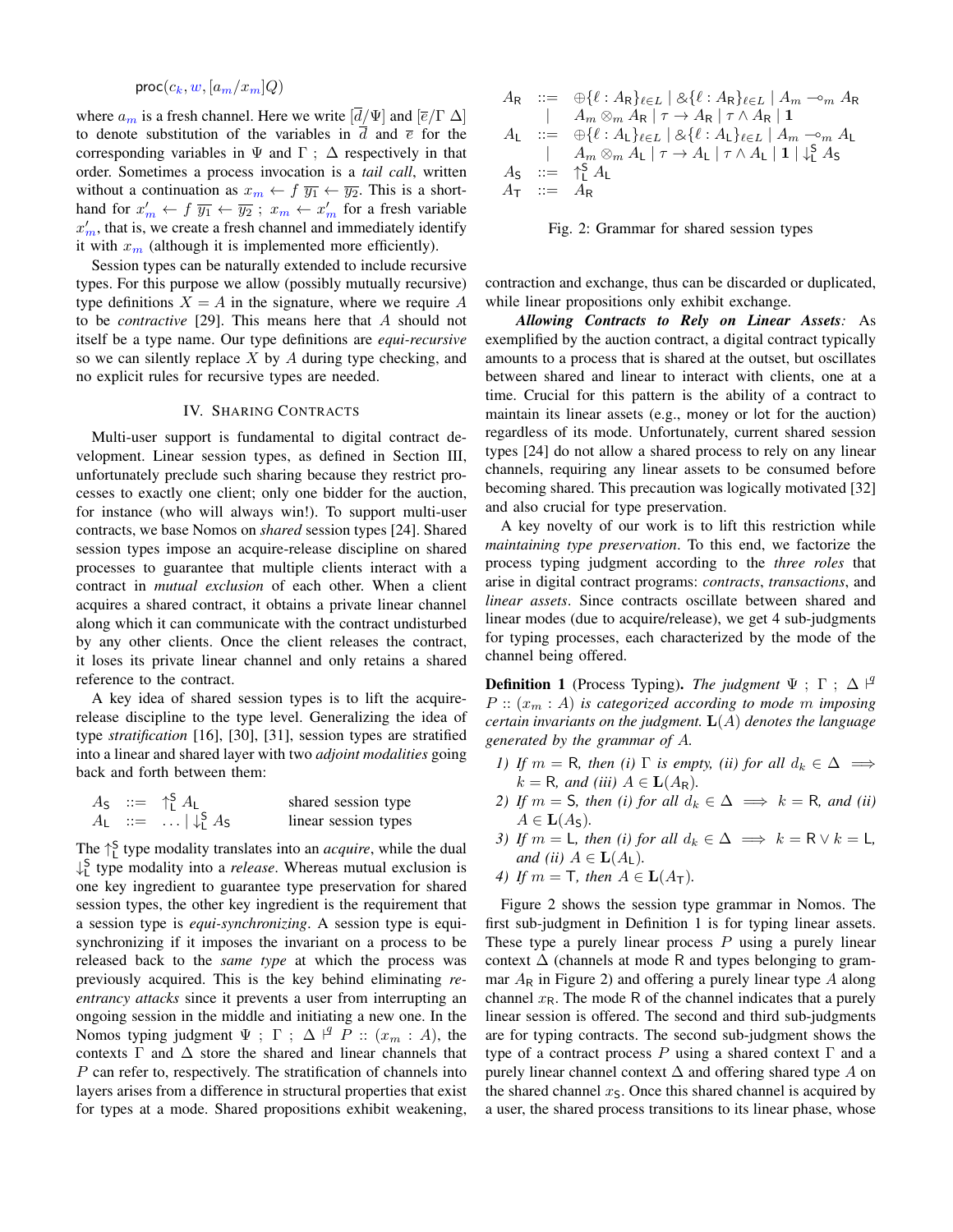$$\mathsf{proc}(c_k, w, [a_m/x_m]Q)$$

where $a_m$ is a fresh channel. Here we write $[\overline{d}/\Psi]$ and $[\overline{e}/\Gamma\ \Delta]$ to denote substitution of the variables in $\overline{d}$ and $\overline{e}$ for the corresponding variables in $\Psi$ and $\Gamma$ ; $\Delta$ respectively in that order. Sometimes a process invocation is a *tail call*, written without a continuation as $x_m \leftarrow f\ \overline{y_1} \leftarrow \overline{y_2}$. This is a shorthand for $x'_m \leftarrow f\ \overline{y_1} \leftarrow \overline{y_2}$ ; $x_m \leftarrow x'_m$ for a fresh variable $x'_m$, that is, we create a fresh channel and immediately identify it with $x_m$ (although it is implemented more efficiently).

Session types can be naturally extended to include recursive types. For this purpose we allow (possibly mutually recursive) type definitions $X = A$ in the signature, where we require $A$ to be *contractive* [29]. This means here that $A$ should not itself be a type name. Our type definitions are *equi-recursive* so we can silently replace $X$ by $A$ during type checking, and no explicit rules for recursive types are needed.

## IV. Sharing Contracts

Multi-user support is fundamental to digital contract development. Linear session types, as defined in Section III, unfortunately preclude such sharing because they restrict processes to exactly one client; only one bidder for the auction, for instance (who will always win!). To support multi-user contracts, we base Nomos on *shared* session types [24]. Shared session types impose an acquire-release discipline on shared processes to guarantee that multiple clients interact with a contract in *mutual exclusion* of each other. When a client acquires a shared contract, it obtains a private linear channel along which it can communicate with the contract undisturbed by any other clients. Once the client releases the contract, it loses its private linear channel and only retains a shared reference to the contract.

A key idea of shared session types is to lift the acquire-release discipline to the type level. Generalizing the idea of type *stratification* [16], [30], [31], session types are stratified into a linear and shared layer with two *adjoint modalities* going back and forth between them:

$$
\begin{array}{lll}
A_{\mathsf{S}} & ::= & \uparrow_{\mathsf{L}}^{\mathsf{S}} A_{\mathsf{L}} \qquad\qquad \text{shared session type} \\
A_{\mathsf{L}} & ::= & \ldots \mid \downarrow_{\mathsf{L}}^{\mathsf{S}} A_{\mathsf{S}} \qquad \text{linear session types}
\end{array}
$$

The $\uparrow_{\mathsf{L}}^{\mathsf{S}}$ type modality translates into an *acquire*, while the dual $\downarrow_{\mathsf{L}}^{\mathsf{S}}$ type modality into a *release*. Whereas mutual exclusion is one key ingredient to guarantee type preservation for shared session types, the other key ingredient is the requirement that a session type is *equi-synchronizing*. A session type is equi-synchronizing if it imposes the invariant on a process to be released back to the *same type* at which the process was previously acquired. This is the key behind eliminating *re-entrancy attacks* since it prevents a user from interrupting an ongoing session in the middle and initiating a new one. In the Nomos typing judgment $\Psi$ ; $\Gamma$ ; $\Delta \vDash^{q} P :: (x_m : A)$, the contexts $\Gamma$ and $\Delta$ store the shared and linear channels that $P$ can refer to, respectively. The stratification of channels into layers arises from a difference in structural properties that exist for types at a mode. Shared propositions exhibit weakening, contraction and exchange, thus can be discarded or duplicated, while linear propositions only exhibit exchange.

$$
\begin{array}{lll}
A_{\mathsf{R}} & ::= & \oplus\{\ell : A_{\mathsf{R}}\}_{\ell \in L} \mid \&\{\ell : A_{\mathsf{R}}\}_{\ell \in L} \mid A_m \multimap_m A_{\mathsf{R}} \\
& \mid & A_m \otimes_m A_{\mathsf{R}} \mid \tau \rightarrow A_{\mathsf{R}} \mid \tau \wedge A_{\mathsf{R}} \mid \mathbf{1} \\
A_{\mathsf{L}} & ::= & \oplus\{\ell : A_{\mathsf{L}}\}_{\ell \in L} \mid \&\{\ell : A_{\mathsf{L}}\}_{\ell \in L} \mid A_m \multimap_m A_{\mathsf{L}} \\
& \mid & A_m \otimes_m A_{\mathsf{L}} \mid \tau \rightarrow A_{\mathsf{L}} \mid \tau \wedge A_{\mathsf{L}} \mid \mathbf{1} \mid \downarrow_{\mathsf{L}}^{\mathsf{S}} A_{\mathsf{S}} \\
A_{\mathsf{S}} & ::= & \uparrow_{\mathsf{L}}^{\mathsf{S}} A_{\mathsf{L}} \\
A_{\mathsf{T}} & ::= & A_{\mathsf{R}}
\end{array}
$$

Fig. 2: Grammar for shared session types

***Allowing Contracts to Rely on Linear Assets:*** As exemplified by the auction contract, a digital contract typically amounts to a process that is shared at the outset, but oscillates between shared and linear to interact with clients, one at a time. Crucial for this pattern is the ability of a contract to maintain its linear assets (e.g., money or lot for the auction) regardless of its mode. Unfortunately, current shared session types [24] do not allow a shared process to rely on any linear channels, requiring any linear assets to be consumed before becoming shared. This precaution was logically motivated [32] and also crucial for type preservation.

A key novelty of our work is to lift this restriction while *maintaining type preservation*. To this end, we factorize the process typing judgment according to the *three roles* that arise in digital contract programs: *contracts*, *transactions*, and *linear assets*. Since contracts oscillate between shared and linear modes (due to acquire/release), we get 4 sub-judgments for typing processes, each characterized by the mode of the channel being offered.

**Definition 1** (Process Typing). *The judgment $\Psi$ ; $\Gamma$ ; $\Delta \vDash^{q} P :: (x_m : A)$ is categorized according to mode $m$ imposing certain invariants on the judgment. $\mathbf{L}(A)$ denotes the language generated by the grammar of $A$.*

1) *If $m = \mathsf{R}$, then (i) $\Gamma$ is empty, (ii) for all $d_k \in \Delta \implies k = \mathsf{R}$, and (iii) $A \in \mathbf{L}(A_{\mathsf{R}})$.*
2) *If $m = \mathsf{S}$, then (i) for all $d_k \in \Delta \implies k = \mathsf{R}$, and (ii) $A \in \mathbf{L}(A_{\mathsf{S}})$.*
3) *If $m = \mathsf{L}$, then (i) for all $d_k \in \Delta \implies k = \mathsf{R} \vee k = \mathsf{L}$, and (ii) $A \in \mathbf{L}(A_{\mathsf{L}})$.*
4) *If $m = \mathsf{T}$, then $A \in \mathbf{L}(A_{\mathsf{T}})$.*

Figure 2 shows the session type grammar in Nomos. The first sub-judgment in Definition 1 is for typing linear assets. These type a purely linear process $P$ using a purely linear context $\Delta$ (channels at mode R and types belonging to grammar $A_{\mathsf{R}}$ in Figure 2) and offering a purely linear type $A$ along channel $x_{\mathsf{R}}$. The mode R of the channel indicates that a purely linear session is offered. The second and third sub-judgments are for typing contracts. The second sub-judgment shows the type of a contract process $P$ using a shared context $\Gamma$ and a purely linear channel context $\Delta$ and offering shared type $A$ on the shared channel $x_{\mathsf{S}}$. Once this shared channel is acquired by a user, the shared process transitions to its linear phase, whose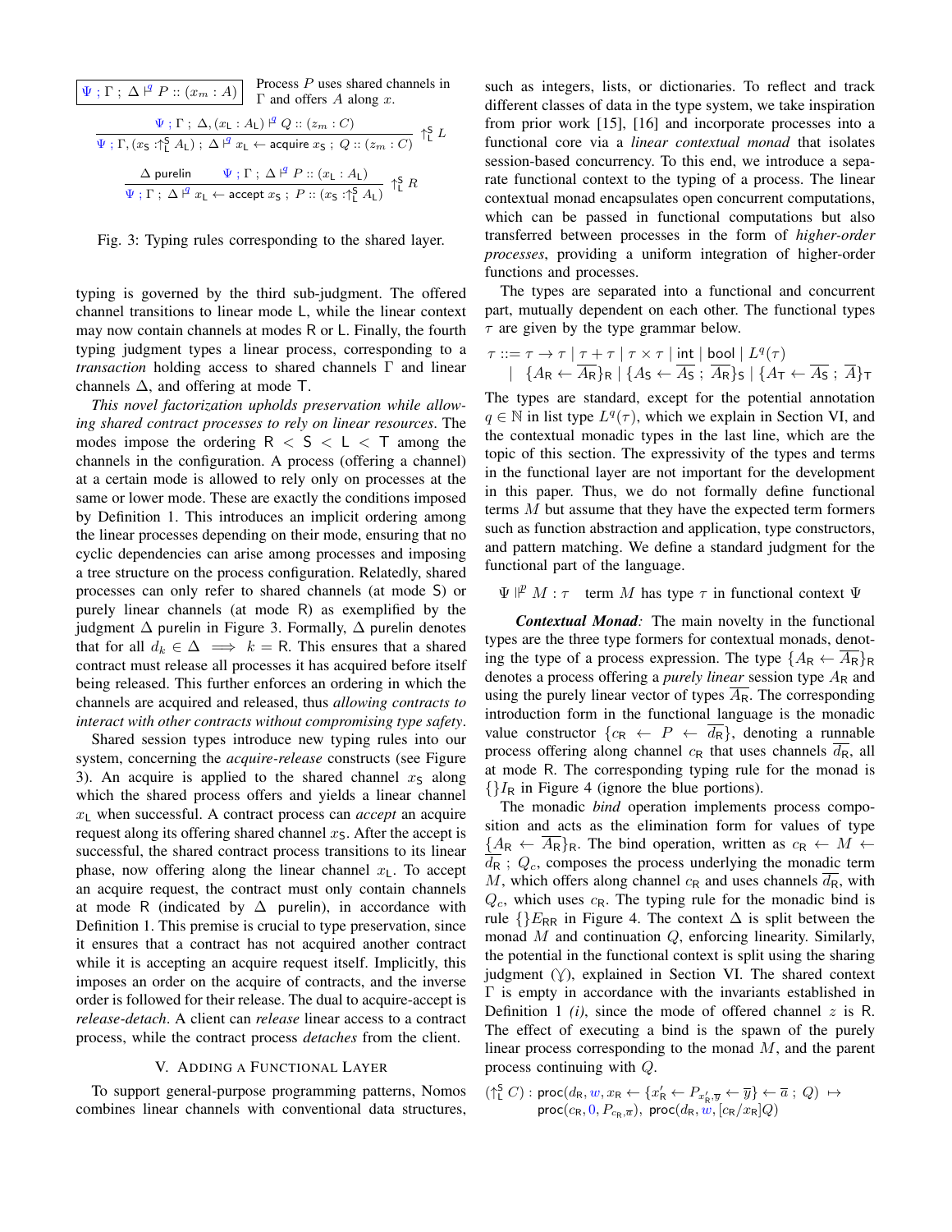$$\boxed{\Psi \; ; \Gamma \; ; \; \Delta \Vdash^{q} P :: (x_m : A)}$$ Process $P$ uses shared channels in $\Gamma$ and offers $A$ along $x$.

$$\frac{\Psi \; ; \Gamma \; ; \; \Delta, (x_{\mathsf{L}} : A_{\mathsf{L}}) \Vdash^{q} Q :: (z_m : C)}{\Psi \; ; \Gamma, (x_{\mathsf{S}} : \uparrow_{\mathsf{L}}^{\mathsf{S}} A_{\mathsf{L}}) \; ; \; \Delta \Vdash^{q} x_{\mathsf{L}} \leftarrow \mathsf{acquire}\; x_{\mathsf{S}} \; ; \; Q :: (z_m : C)} \uparrow_{\mathsf{L}}^{\mathsf{S}} L$$

$$\frac{\Delta \; \mathsf{purelin} \qquad \Psi \; ; \Gamma \; ; \; \Delta \Vdash^{q} P :: (x_{\mathsf{L}} : A_{\mathsf{L}})}{\Psi \; ; \Gamma \; ; \; \Delta \Vdash^{q} x_{\mathsf{L}} \leftarrow \mathsf{accept}\; x_{\mathsf{S}} \; ; \; P :: (x_{\mathsf{S}} : \uparrow_{\mathsf{L}}^{\mathsf{S}} A_{\mathsf{L}})} \uparrow_{\mathsf{L}}^{\mathsf{S}} R$$

Fig. 3: Typing rules corresponding to the shared layer.

typing is governed by the third sub-judgment. The offered channel transitions to linear mode L, while the linear context may now contain channels at modes R or L. Finally, the fourth typing judgment types a linear process, corresponding to a *transaction* holding access to shared channels $\Gamma$ and linear channels $\Delta$, and offering at mode T.

*This novel factorization upholds preservation while allowing shared contract processes to rely on linear resources*. The modes impose the ordering $\mathsf{R} < \mathsf{S} < \mathsf{L} < \mathsf{T}$ among the channels in the configuration. A process (offering a channel) at a certain mode is allowed to rely only on processes at the same or lower mode. These are exactly the conditions imposed by Definition 1. This introduces an implicit ordering among the linear processes depending on their mode, ensuring that no cyclic dependencies can arise among processes and imposing a tree structure on the process configuration. Relatedly, shared processes can only refer to shared channels (at mode S) or purely linear channels (at mode R) as exemplified by the judgment $\Delta$ purelin in Figure 3. Formally, $\Delta$ purelin denotes that for all $d_k \in \Delta \implies k = \mathsf{R}$. This ensures that a shared contract must release all processes it has acquired before itself being released. This further enforces an ordering in which the channels are acquired and released, thus *allowing contracts to interact with other contracts without compromising type safety*.

Shared session types introduce new typing rules into our system, concerning the *acquire-release* constructs (see Figure 3). An acquire is applied to the shared channel $x_{\mathsf{S}}$ along which the shared process offers and yields a linear channel $x_{\mathsf{L}}$ when successful. A contract process can *accept* an acquire request along its offering shared channel $x_{\mathsf{S}}$. After the accept is successful, the shared contract process transitions to its linear phase, now offering along the linear channel $x_{\mathsf{L}}$. To accept an acquire request, the contract must only contain channels at mode R (indicated by $\Delta$ purelin), in accordance with Definition 1. This premise is crucial to type preservation, since it ensures that a contract has not acquired another contract while it is accepting an acquire request itself. Implicitly, this imposes an order on the acquire of contracts, and the inverse order is followed for their release. The dual to acquire-accept is *release-detach*. A client can *release* linear access to a contract process, while the contract process *detaches* from the client.

## V. Adding a Functional Layer

To support general-purpose programming patterns, Nomos combines linear channels with conventional data structures, such as integers, lists, or dictionaries. To reflect and track different classes of data in the type system, we take inspiration from prior work [15], [16] and incorporate processes into a functional core via a *linear contextual monad* that isolates session-based concurrency. To this end, we introduce a separate functional context to the typing of a process. The linear contextual monad encapsulates open concurrent computations, which can be passed in functional computations but also transferred between processes in the form of *higher-order processes*, providing a uniform integration of higher-order functions and processes.

The types are separated into a functional and concurrent part, mutually dependent on each other. The functional types $\tau$ are given by the type grammar below.

$$\begin{array}{rl} \tau ::= & \tau \to \tau \mid \tau + \tau \mid \tau \times \tau \mid \mathsf{int} \mid \mathsf{bool} \mid L^q(\tau) \\ \mid & \{A_{\mathsf{R}} \leftarrow \overline{A_{\mathsf{R}}}\}_{\mathsf{R}} \mid \{A_{\mathsf{S}} \leftarrow \overline{A_{\mathsf{S}}} \; ; \; \overline{A_{\mathsf{R}}}\}_{\mathsf{S}} \mid \{A_{\mathsf{T}} \leftarrow \overline{A_{\mathsf{S}}} \; ; \; \overline{A}\}_{\mathsf{T}} \end{array}$$

The types are standard, except for the potential annotation $q \in \mathbb{N}$ in list type $L^q(\tau)$, which we explain in Section VI, and the contextual monadic types in the last line, which are the topic of this section. The expressivity of the types and terms in the functional layer are not important for the development in this paper. Thus, we do not formally define functional terms $M$ but assume that they have the expected term formers such as function abstraction and application, type constructors, and pattern matching. We define a standard judgment for the functional part of the language.

$$\Psi \Vdash^{p} M : \tau \quad \text{term } M \text{ has type } \tau \text{ in functional context } \Psi$$

***Contextual Monad:*** The main novelty in the functional types are the three type formers for contextual monads, denoting the type of a process expression. The type $\{A_{\mathsf{R}} \leftarrow \overline{A_{\mathsf{R}}}\}_{\mathsf{R}}$ denotes a process offering a *purely linear* session type $A_{\mathsf{R}}$ and using the purely linear vector of types $\overline{A_{\mathsf{R}}}$. The corresponding introduction form in the functional language is the monadic value constructor $\{c_{\mathsf{R}} \leftarrow P \leftarrow \overline{d_{\mathsf{R}}}\}$, denoting a runnable process offering along channel $c_{\mathsf{R}}$ that uses channels $\overline{d_{\mathsf{R}}}$, all at mode R. The corresponding typing rule for the monad is $\{\}I_{\mathsf{R}}$ in Figure 4 (ignore the blue portions).

The monadic *bind* operation implements process composition and acts as the elimination form for values of type $\{A_{\mathsf{R}} \leftarrow \overline{A_{\mathsf{R}}}\}_{\mathsf{R}}$. The bind operation, written as $c_{\mathsf{R}} \leftarrow M \leftarrow \overline{d_{\mathsf{R}}} \; ; \; Q_c$, composes the process underlying the monadic term $M$, which offers along channel $c_{\mathsf{R}}$ and uses channels $\overline{d_{\mathsf{R}}}$, with $Q_c$, which uses $c_{\mathsf{R}}$. The typing rule for the monadic bind is rule $\{\}E_{\mathsf{RR}}$ in Figure 4. The context $\Delta$ is split between the monad $M$ and continuation $Q$, enforcing linearity. Similarly, the potential in the functional context is split using the sharing judgment ($\curlyvee$), explained in Section VI. The shared context $\Gamma$ is empty in accordance with the invariants established in Definition 1 *(i)*, since the mode of offered channel $z$ is R. The effect of executing a bind is the spawn of the purely linear process corresponding to the monad $M$, and the parent process continuing with $Q$.

$$\begin{array}{l} (\uparrow_{\mathsf{L}}^{\mathsf{S}} C) : \mathsf{proc}(d_{\mathsf{R}}, w, x_{\mathsf{R}} \leftarrow \{x'_{\mathsf{R}} \leftarrow P_{x'_{\mathsf{R}},\overline{y}} \leftarrow \overline{y}\} \leftarrow \overline{a} \; ; \; Q) \;\mapsto \\ \qquad \mathsf{proc}(c_{\mathsf{R}}, 0, P_{c_{\mathsf{R}},\overline{a}}), \; \mathsf{proc}(d_{\mathsf{R}}, w, [c_{\mathsf{R}}/x_{\mathsf{R}}]Q) \end{array}$$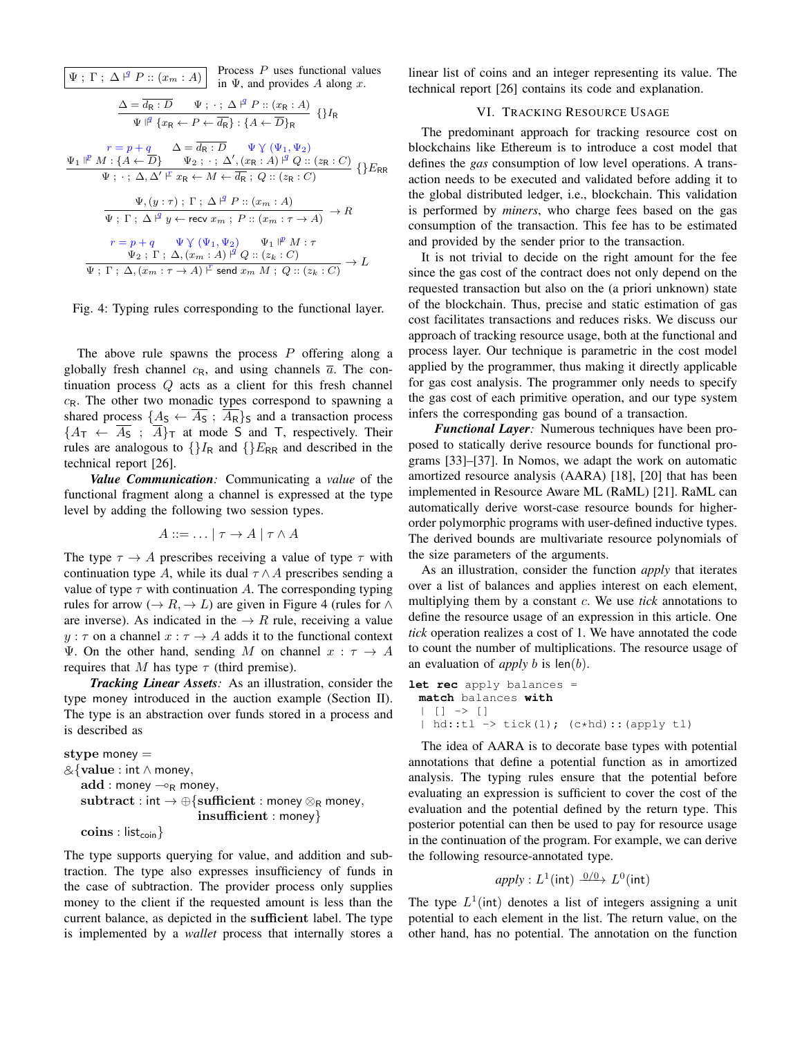$$\boxed{\Psi \; ; \; \Gamma \; ; \; \Delta \vdash^{q} P :: (x_m : A)}$$ Process $P$ uses functional values in $\Psi$, and provides $A$ along $x$.

$$\frac{\Delta = \overline{d_{\mathsf{R}} : D} \qquad \Psi \; ; \; \cdot \; ; \; \Delta \vdash^{q} P :: (x_{\mathsf{R}} : A)}{\Psi \Vdash^{q} \{x_{\mathsf{R}} \leftarrow P \leftarrow \overline{d_{\mathsf{R}}}\} : \{A \leftarrow \overline{D}\}_{\mathsf{R}}} \; \{\}I_{\mathsf{R}}$$

$$\frac{\begin{array}{c} r = p + q \qquad \Delta = \overline{d_{\mathsf{R}} : D} \qquad \Psi \curlyvee (\Psi_1, \Psi_2) \\ \Psi_1 \Vdash^{p} M : \{A \leftarrow \overline{D}\} \qquad \Psi_2 \; ; \; \cdot \; ; \; \Delta', (x_{\mathsf{R}} : A) \vdash^{q} Q :: (z_{\mathsf{R}} : C) \end{array}}{\Psi \; ; \; \cdot \; ; \; \Delta, \Delta' \vdash^{r} x_{\mathsf{R}} \leftarrow M \leftarrow \overline{d_{\mathsf{R}}} \; ; \; Q :: (z_{\mathsf{R}} : C)} \; \{\}E_{\mathsf{RR}}$$

$$\frac{\Psi, (y : \tau) \; ; \; \Gamma \; ; \; \Delta \vdash^{q} P :: (x_m : A)}{\Psi \; ; \; \Gamma \; ; \; \Delta \vdash^{q} y \leftarrow \mathsf{recv}\; x_m \; ; \; P :: (x_m : \tau \to A)} \to R$$

$$\frac{\begin{array}{c} r = p + q \qquad \Psi \curlyvee (\Psi_1, \Psi_2) \qquad \Psi_1 \Vdash^{p} M : \tau \\ \Psi_2 \; ; \; \Gamma \; ; \; \Delta, (x_m : A) \vdash^{q} Q :: (z_k : C) \end{array}}{\Psi \; ; \; \Gamma \; ; \; \Delta, (x_m : \tau \to A) \vdash^{r} \mathsf{send}\; x_m \; M \; ; \; Q :: (z_k : C)} \to L$$

Fig. 4: Typing rules corresponding to the functional layer.

The above rule spawns the process $P$ offering along a globally fresh channel $c_{\mathsf{R}}$, and using channels $\overline{a}$. The continuation process $Q$ acts as a client for this fresh channel $c_{\mathsf{R}}$. The other two monadic types correspond to spawning a shared process $\{A_{\mathsf{S}} \leftarrow \overline{A_{\mathsf{S}}} \; ; \; \overline{A_{\mathsf{R}}}\}_{\mathsf{S}}$ and a transaction process $\{A_{\mathsf{T}} \leftarrow \overline{A_{\mathsf{S}}} \; ; \; \overline{A}\}_{\mathsf{T}}$ at mode $\mathsf{S}$ and $\mathsf{T}$, respectively. Their rules are analogous to $\{\}I_{\mathsf{R}}$ and $\{\}E_{\mathsf{RR}}$ and described in the technical report [26].

***Value Communication:*** Communicating a *value* of the functional fragment along a channel is expressed at the type level by adding the following two session types.

$$A ::= \ldots \mid \tau \to A \mid \tau \wedge A$$

The type $\tau \to A$ prescribes receiving a value of type $\tau$ with continuation type $A$, while its dual $\tau \wedge A$ prescribes sending a value of type $\tau$ with continuation $A$. The corresponding typing rules for arrow ($\to R, \to L$) are given in Figure 4 (rules for $\wedge$ are inverse). As indicated in the $\to R$ rule, receiving a value $y : \tau$ on a channel $x : \tau \to A$ adds it to the functional context $\Psi$. On the other hand, sending $M$ on channel $x : \tau \to A$ requires that $M$ has type $\tau$ (third premise).

***Tracking Linear Assets:*** As an illustration, consider the type money introduced in the auction example (Section II). The type is an abstraction over funds stored in a process and is described as

**stype** money =
$\&\{$**value** : int $\wedge$ money,
  **add** : money $\multimap_{\mathsf{R}}$ money,
  **subtract** : int $\to \oplus\{$**sufficient** : money $\otimes_{\mathsf{R}}$ money,
                    **insufficient** : money$\}$
  **coins** : $\mathsf{list}_{\mathsf{coin}}\}$

The type supports querying for value, and addition and subtraction. The type also expresses insufficiency of funds in the case of subtraction. The provider process only supplies money to the client if the requested amount is less than the current balance, as depicted in the **sufficient** label. The type is implemented by a *wallet* process that internally stores a linear list of coins and an integer representing its value. The technical report [26] contains its code and explanation.

## VI. Tracking Resource Usage

The predominant approach for tracking resource cost on blockchains like Ethereum is to introduce a cost model that defines the *gas* consumption of low level operations. A transaction needs to be executed and validated before adding it to the global distributed ledger, i.e., blockchain. This validation is performed by *miners*, who charge fees based on the gas consumption of the transaction. This fee has to be estimated and provided by the sender prior to the transaction.

It is not trivial to decide on the right amount for the fee since the gas cost of the contract does not only depend on the requested transaction but also on the (a priori unknown) state of the blockchain. Thus, precise and static estimation of gas cost facilitates transactions and reduces risks. We discuss our approach of tracking resource usage, both at the functional and process layer. Our technique is parametric in the cost model applied by the programmer, thus making it directly applicable for gas cost analysis. The programmer only needs to specify the gas cost of each primitive operation, and our type system infers the corresponding gas bound of a transaction.

***Functional Layer:*** Numerous techniques have been proposed to statically derive resource bounds for functional programs [33]–[37]. In Nomos, we adapt the work on automatic amortized resource analysis (AARA) [18], [20] that has been implemented in Resource Aware ML (RaML) [21]. RaML can automatically derive worst-case resource bounds for higher-order polymorphic programs with user-defined inductive types. The derived bounds are multivariate resource polynomials of the size parameters of the arguments.

As an illustration, consider the function *apply* that iterates over a list of balances and applies interest on each element, multiplying them by a constant $c$. We use *tick* annotations to define the resource usage of an expression in this article. One *tick* operation realizes a cost of 1. We have annotated the code to count the number of multiplications. The resource usage of an evaluation of *apply* $b$ is $\mathsf{len}(b)$.

```
let rec apply balances =
 match balances with
 | [] -> []
 | hd::tl -> tick(1); (c*hd)::(apply tl)
```

The idea of AARA is to decorate base types with potential annotations that define a potential function as in amortized analysis. The typing rules ensure that the potential before evaluating an expression is sufficient to cover the cost of the evaluation and the potential defined by the return type. This posterior potential can then be used to pay for resource usage in the continuation of the program. For example, we can derive the following resource-annotated type.

$$\mathit{apply} : L^{1}(\mathsf{int}) \xrightarrow{0/0} L^{0}(\mathsf{int})$$

The type $L^{1}(\mathsf{int})$ denotes a list of integers assigning a unit potential to each element in the list. The return value, on the other hand, has no potential. The annotation on the function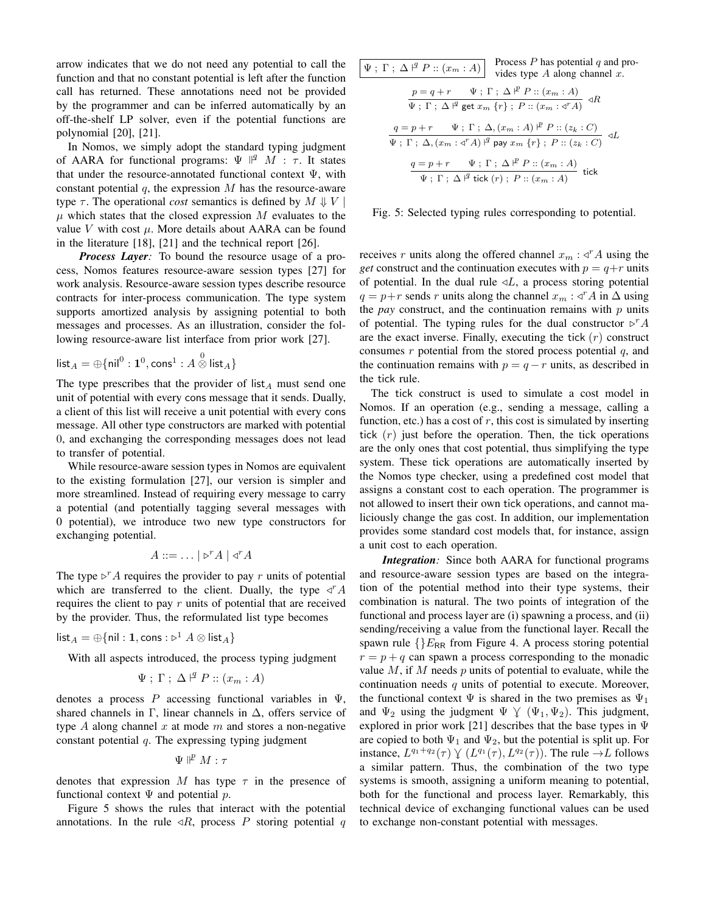arrow indicates that we do not need any potential to call the function and that no constant potential is left after the function call has returned. These annotations need not be provided by the programmer and can be inferred automatically by an off-the-shelf LP solver, even if the potential functions are polynomial [20], [21].

In Nomos, we simply adopt the standard typing judgment of AARA for functional programs: $\Psi \Vdash^{q} M : \tau$. It states that under the resource-annotated functional context $\Psi$, with constant potential $q$, the expression $M$ has the resource-aware type $\tau$. The operational *cost* semantics is defined by $M \Downarrow V \mid \mu$ which states that the closed expression $M$ evaluates to the value $V$ with cost $\mu$. More details about AARA can be found in the literature [18], [21] and the technical report [26].

***Process Layer:*** To bound the resource usage of a process, Nomos features resource-aware session types [27] for work analysis. Resource-aware session types describe resource contracts for inter-process communication. The type system supports amortized analysis by assigning potential to both messages and processes. As an illustration, consider the following resource-aware list interface from prior work [27].

$$\mathsf{list}_A = \oplus\{\mathsf{nil}^0 : \mathbf{1}^0, \mathsf{cons}^1 : A \overset{0}{\otimes} \mathsf{list}_A\}$$

The type prescribes that the provider of $\mathsf{list}_A$ must send one unit of potential with every cons message that it sends. Dually, a client of this list will receive a unit potential with every cons message. All other type constructors are marked with potential 0, and exchanging the corresponding messages does not lead to transfer of potential.

While resource-aware session types in Nomos are equivalent to the existing formulation [27], our version is simpler and more streamlined. Instead of requiring every message to carry a potential (and potentially tagging several messages with 0 potential), we introduce two new type constructors for exchanging potential.

$$A ::= \ldots \mid \triangleright^r A \mid \triangleleft^r A$$

The type $\triangleright^r A$ requires the provider to pay $r$ units of potential which are transferred to the client. Dually, the type $\triangleleft^r A$ requires the client to pay $r$ units of potential that are received by the provider. Thus, the reformulated list type becomes

$$\mathsf{list}_A = \oplus\{\mathsf{nil} : \mathbf{1}, \mathsf{cons} : \triangleright^1 A \otimes \mathsf{list}_A\}$$

With all aspects introduced, the process typing judgment

$$\Psi \; ; \; \Gamma \; ; \; \Delta \vdash^{q} P :: (x_m : A)$$

denotes a process $P$ accessing functional variables in $\Psi$, shared channels in $\Gamma$, linear channels in $\Delta$, offers service of type $A$ along channel $x$ at mode $m$ and stores a non-negative constant potential $q$. The expressing typing judgment

$$\Psi \Vdash^{p} M : \tau$$

denotes that expression $M$ has type $\tau$ in the presence of functional context $\Psi$ and potential $p$.

Figure 5 shows the rules that interact with the potential annotations. In the rule $\triangleleft R$, process $P$ storing potential $q$ receives $r$ units along the offered channel $x_m : \triangleleft^r A$ using the *get* construct and the continuation executes with $p = q + r$ units of potential. In the dual rule $\triangleleft L$, a process storing potential $q = p + r$ sends $r$ units along the channel $x_m : \triangleleft^r A$ in $\Delta$ using the *pay* construct, and the continuation remains with $p$ units of potential. The typing rules for the dual constructor $\triangleright^r A$ are the exact inverse. Finally, executing the tick $(r)$ construct consumes $r$ potential from the stored process potential $q$, and the continuation remains with $p = q - r$ units, as described in the tick rule.

$\boxed{\Psi \; ; \; \Gamma \; ; \; \Delta \vdash^{q} P :: (x_m : A)}$ Process $P$ has potential $q$ and provides type $A$ along channel $x$.

$$\frac{p = q + r \qquad \Psi \; ; \; \Gamma \; ; \; \Delta \vdash^{p} P :: (x_m : A)}{\Psi \; ; \; \Gamma \; ; \; \Delta \vdash^{q} \mathsf{get}\; x_m \; \{r\} \; ; \; P :: (x_m : \triangleleft^r A)} \; \triangleleft R$$

$$\frac{q = p + r \qquad \Psi \; ; \; \Gamma \; ; \; \Delta, (x_m : A) \vdash^{p} P :: (z_k : C)}{\Psi \; ; \; \Gamma \; ; \; \Delta, (x_m : \triangleleft^r A) \vdash^{q} \mathsf{pay}\; x_m \; \{r\} \; ; \; P :: (z_k : C)} \; \triangleleft L$$

$$\frac{q = p + r \qquad \Psi \; ; \; \Gamma \; ; \; \Delta \vdash^{p} P :: (x_m : A)}{\Psi \; ; \; \Gamma \; ; \; \Delta \vdash^{q} \mathsf{tick}\; (r) \; ; \; P :: (x_m : A)} \; \mathsf{tick}$$

Fig. 5: Selected typing rules corresponding to potential.

The tick construct is used to simulate a cost model in Nomos. If an operation (e.g., sending a message, calling a function, etc.) has a cost of $r$, this cost is simulated by inserting tick $(r)$ just before the operation. Then, the tick operations are the only ones that cost potential, thus simplifying the type system. These tick operations are automatically inserted by the Nomos type checker, using a predefined cost model that assigns a constant cost to each operation. The programmer is not allowed to insert their own tick operations, and cannot maliciously change the gas cost. In addition, our implementation provides some standard cost models that, for instance, assign a unit cost to each operation.

***Integration:*** Since both AARA for functional programs and resource-aware session types are based on the integration of the potential method into their type systems, their combination is natural. The two points of integration of the functional and process layer are (i) spawning a process, and (ii) sending/receiving a value from the functional layer. Recall the spawn rule $\{\}E_{\mathsf{RR}}$ from Figure 4. A process storing potential $r = p + q$ can spawn a process corresponding to the monadic value $M$, if $M$ needs $p$ units of potential to evaluate, while the continuation needs $q$ units of potential to execute. Moreover, the functional context $\Psi$ is shared in the two premises as $\Psi_1$ and $\Psi_2$ using the judgment $\Psi \curlyvee (\Psi_1, \Psi_2)$. This judgment, explored in prior work [21] describes that the base types in $\Psi$ are copied to both $\Psi_1$ and $\Psi_2$, but the potential is split up. For instance, $L^{q_1+q_2}(\tau) \curlyvee (L^{q_1}(\tau), L^{q_2}(\tau))$. The rule $\rightarrow L$ follows a similar pattern. Thus, the combination of the two type systems is smooth, assigning a uniform meaning to potential, both for the functional and process layer. Remarkably, this technical device of exchanging functional values can be used to exchange non-constant potential with messages.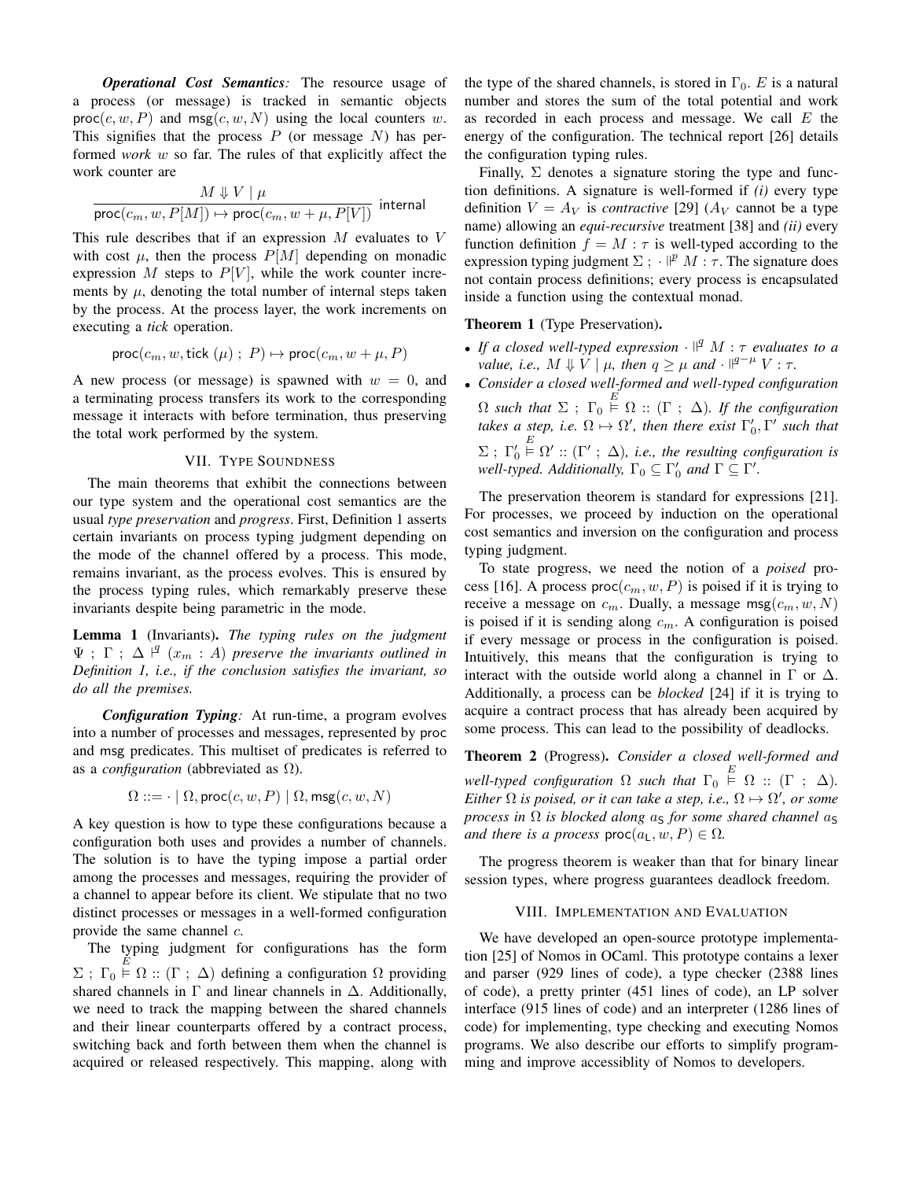***Operational Cost Semantics:*** The resource usage of a process (or message) is tracked in semantic objects $\mathsf{proc}(c, w, P)$ and $\mathsf{msg}(c, w, N)$ using the local counters $w$. This signifies that the process $P$ (or message $N$) has performed *work* $w$ so far. The rules of that explicitly affect the work counter are

$$\frac{M \Downarrow V \mid \mu}{\mathsf{proc}(c_m, w, P[M]) \mapsto \mathsf{proc}(c_m, w + \mu, P[V])} \ \mathsf{internal}$$

This rule describes that if an expression $M$ evaluates to $V$ with cost $\mu$, then the process $P[M]$ depending on monadic expression $M$ steps to $P[V]$, while the work counter increments by $\mu$, denoting the total number of internal steps taken by the process. At the process layer, the work increments on executing a *tick* operation.

$$\mathsf{proc}(c_m, w, \mathsf{tick}\ (\mu)\ ;\ P) \mapsto \mathsf{proc}(c_m, w + \mu, P)$$

A new process (or message) is spawned with $w = 0$, and a terminating process transfers its work to the corresponding message it interacts with before termination, thus preserving the total work performed by the system.

## VII. Type Soundness

The main theorems that exhibit the connections between our type system and the operational cost semantics are the usual *type preservation* and *progress*. First, Definition 1 asserts certain invariants on process typing judgment depending on the mode of the channel offered by a process. This mode, remains invariant, as the process evolves. This is ensured by the process typing rules, which remarkably preserve these invariants despite being parametric in the mode.

**Lemma 1** (Invariants). *The typing rules on the judgment $\Psi\ ;\ \Gamma\ ;\ \Delta \overset{q}{\vdash} (x_m : A)$ preserve the invariants outlined in Definition 1, i.e., if the conclusion satisfies the invariant, so do all the premises.*

***Configuration Typing:*** At run-time, a program evolves into a number of processes and messages, represented by proc and msg predicates. This multiset of predicates is referred to as a *configuration* (abbreviated as $\Omega$).

$$\Omega ::= \cdot \mid \Omega, \mathsf{proc}(c, w, P) \mid \Omega, \mathsf{msg}(c, w, N)$$

A key question is how to type these configurations because a configuration both uses and provides a number of channels. The solution is to have the typing impose a partial order among the processes and messages, requiring the provider of a channel to appear before its client. We stipulate that no two distinct processes or messages in a well-formed configuration provide the same channel $c$.

The typing judgment for configurations has the form $\Sigma\ ;\ \Gamma_0 \overset{E}{\vDash} \Omega :: (\Gamma\ ;\ \Delta)$ defining a configuration $\Omega$ providing shared channels in $\Gamma$ and linear channels in $\Delta$. Additionally, we need to track the mapping between the shared channels and their linear counterparts offered by a contract process, switching back and forth between them when the channel is acquired or released respectively. This mapping, along with the type of the shared channels, is stored in $\Gamma_0$. $E$ is a natural number and stores the sum of the total potential and work as recorded in each process and message. We call $E$ the energy of the configuration. The technical report [26] details the configuration typing rules.

Finally, $\Sigma$ denotes a signature storing the type and function definitions. A signature is well-formed if *(i)* every type definition $V = A_V$ is *contractive* [29] ($A_V$ cannot be a type name) allowing an *equi-recursive* treatment [38] and *(ii)* every function definition $f = M : \tau$ is well-typed according to the expression typing judgment $\Sigma\ ;\ \cdot \overset{p}{\Vdash} M : \tau$. The signature does not contain process definitions; every process is encapsulated inside a function using the contextual monad.

**Theorem 1** (Type Preservation).

- *If a closed well-typed expression $\cdot \overset{q}{\Vdash} M : \tau$ evaluates to a value, i.e., $M \Downarrow V \mid \mu$, then $q \geq \mu$ and $\cdot \overset{q-\mu}{\Vdash} V : \tau$.*
- *Consider a closed well-formed and well-typed configuration $\Omega$ such that $\Sigma\ ;\ \Gamma_0 \overset{E}{\vDash} \Omega :: (\Gamma\ ;\ \Delta)$. If the configuration takes a step, i.e. $\Omega \mapsto \Omega'$, then there exist $\Gamma_0', \Gamma'$ such that $\Sigma\ ;\ \Gamma_0' \overset{E}{\vDash} \Omega' :: (\Gamma'\ ;\ \Delta)$, i.e., the resulting configuration is well-typed. Additionally, $\Gamma_0 \subseteq \Gamma_0'$ and $\Gamma \subseteq \Gamma'$.*

The preservation theorem is standard for expressions [21]. For processes, we proceed by induction on the operational cost semantics and inversion on the configuration and process typing judgment.

To state progress, we need the notion of a *poised* process [16]. A process $\mathsf{proc}(c_m, w, P)$ is poised if it is trying to receive a message on $c_m$. Dually, a message $\mathsf{msg}(c_m, w, N)$ is poised if it is sending along $c_m$. A configuration is poised if every message or process in the configuration is poised. Intuitively, this means that the configuration is trying to interact with the outside world along a channel in $\Gamma$ or $\Delta$. Additionally, a process can be *blocked* [24] if it is trying to acquire a contract process that has already been acquired by some process. This can lead to the possibility of deadlocks.

**Theorem 2** (Progress). *Consider a closed well-formed and well-typed configuration $\Omega$ such that $\Gamma_0 \overset{E}{\vDash} \Omega :: (\Gamma\ ;\ \Delta)$. Either $\Omega$ is poised, or it can take a step, i.e., $\Omega \mapsto \Omega'$, or some process in $\Omega$ is blocked along $a_\mathsf{S}$ for some shared channel $a_\mathsf{S}$ and there is a process $\mathsf{proc}(a_\mathsf{L}, w, P) \in \Omega$.*

The progress theorem is weaker than that for binary linear session types, where progress guarantees deadlock freedom.

## VIII. Implementation and Evaluation

We have developed an open-source prototype implementation [25] of Nomos in OCaml. This prototype contains a lexer and parser (929 lines of code), a type checker (2388 lines of code), a pretty printer (451 lines of code), an LP solver interface (915 lines of code) and an interpreter (1286 lines of code) for implementing, type checking and executing Nomos programs. We also describe our efforts to simplify programming and improve accessiblity of Nomos to developers.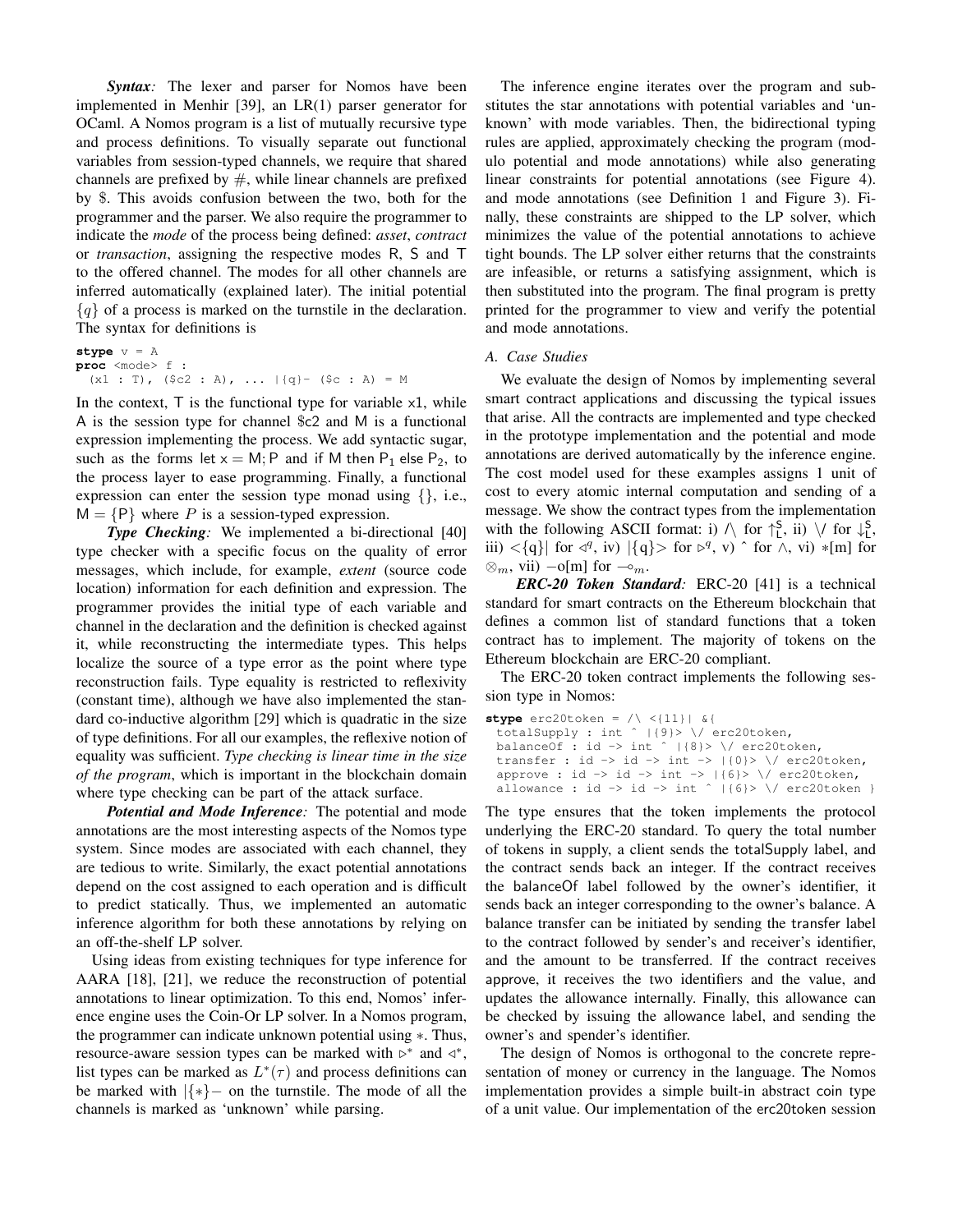*Syntax:* The lexer and parser for Nomos have been implemented in Menhir [39], an LR(1) parser generator for OCaml. A Nomos program is a list of mutually recursive type and process definitions. To visually separate out functional variables from session-typed channels, we require that shared channels are prefixed by #, while linear channels are prefixed by $. This avoids confusion between the two, both for the programmer and the parser. We also require the programmer to indicate the *mode* of the process being defined: *asset*, *contract* or *transaction*, assigning the respective modes R, S and T to the offered channel. The modes for all other channels are inferred automatically (explained later). The initial potential $\{q\}$ of a process is marked on the turnstile in the declaration. The syntax for definitions is

```
stype v = A
proc <mode> f :
  (x1 : T), ($c2 : A), ... |{q}- ($c : A) = M
```

In the context, T is the functional type for variable x1, while A is the session type for channel $c2 and M is a functional expression implementing the process. We add syntactic sugar, such as the forms let x = M; P and if M then $\mathsf{P}_1$ else $\mathsf{P}_2$, to the process layer to ease programming. Finally, a functional expression can enter the session type monad using $\{\}$, i.e., $\mathsf{M} = \{\mathsf{P}\}$ where $P$ is a session-typed expression.

*Type Checking:* We implemented a bi-directional [40] type checker with a specific focus on the quality of error messages, which include, for example, *extent* (source code location) information for each definition and expression. The programmer provides the initial type of each variable and channel in the declaration and the definition is checked against it, while reconstructing the intermediate types. This helps localize the source of a type error as the point where type reconstruction fails. Type equality is restricted to reflexivity (constant time), although we have also implemented the standard co-inductive algorithm [29] which is quadratic in the size of type definitions. For all our examples, the reflexive notion of equality was sufficient. *Type checking is linear time in the size of the program*, which is important in the blockchain domain where type checking can be part of the attack surface.

*Potential and Mode Inference:* The potential and mode annotations are the most interesting aspects of the Nomos type system. Since modes are associated with each channel, they are tedious to write. Similarly, the exact potential annotations depend on the cost assigned to each operation and is difficult to predict statically. Thus, we implemented an automatic inference algorithm for both these annotations by relying on an off-the-shelf LP solver.

Using ideas from existing techniques for type inference for AARA [18], [21], we reduce the reconstruction of potential annotations to linear optimization. To this end, Nomos' inference engine uses the Coin-Or LP solver. In a Nomos program, the programmer can indicate unknown potential using $*$. Thus, resource-aware session types can be marked with $\triangleright^*$ and $\triangleleft^*$, list types can be marked as $L^*(\tau)$ and process definitions can be marked with $|\{*\}-$ on the turnstile. The mode of all the channels is marked as 'unknown' while parsing.

The inference engine iterates over the program and substitutes the star annotations with potential variables and 'unknown' with mode variables. Then, the bidirectional typing rules are applied, approximately checking the program (modulo potential and mode annotations) while also generating linear constraints for potential annotations (see Figure 4). and mode annotations (see Definition 1 and Figure 3). Finally, these constraints are shipped to the LP solver, which minimizes the value of the potential annotations to achieve tight bounds. The LP solver either returns that the constraints are infeasible, or returns a satisfying assignment, which is then substituted into the program. The final program is pretty printed for the programmer to view and verify the potential and mode annotations.

### A. Case Studies

We evaluate the design of Nomos by implementing several smart contract applications and discussing the typical issues that arise. All the contracts are implemented and type checked in the prototype implementation and the potential and mode annotations are derived automatically by the inference engine. The cost model used for these examples assigns 1 unit of cost to every atomic internal computation and sending of a message. We show the contract types from the implementation with the following ASCII format: i) /\ for $\uparrow_{\mathsf{L}}^{\mathsf{S}}$, ii) \/ for $\downarrow_{\mathsf{L}}^{\mathsf{S}}$, iii) <{q}| for $\triangleleft^{q}$, iv) |{q}> for $\triangleright^{q}$, v) ^ for $\wedge$, vi) *[m] for $\otimes_m$, vii) -o[m] for $\multimap_m$.

*ERC-20 Token Standard:* ERC-20 [41] is a technical standard for smart contracts on the Ethereum blockchain that defines a common list of standard functions that a token contract has to implement. The majority of tokens on the Ethereum blockchain are ERC-20 compliant.

The ERC-20 token contract implements the following session type in Nomos:

```
stype erc20token = /\ <{11}| &{
  totalSupply : int ^ |{9}> \/ erc20token,
  balanceOf : id -> int ^ |{8}> \/ erc20token,
  transfer : id -> id -> int -> |{0}> \/ erc20token,
  approve : id -> id -> int -> |{6}> \/ erc20token,
  allowance : id -> id -> int ^ |{6}> \/ erc20token }
```

The type ensures that the token implements the protocol underlying the ERC-20 standard. To query the total number of tokens in supply, a client sends the totalSupply label, and the contract sends back an integer. If the contract receives the balanceOf label followed by the owner's identifier, it sends back an integer corresponding to the owner's balance. A balance transfer can be initiated by sending the transfer label to the contract followed by sender's and receiver's identifier, and the amount to be transferred. If the contract receives approve, it receives the two identifiers and the value, and updates the allowance internally. Finally, this allowance can be checked by issuing the allowance label, and sending the owner's and spender's identifier.

The design of Nomos is orthogonal to the concrete representation of money or currency in the language. The Nomos implementation provides a simple built-in abstract coin type of a unit value. Our implementation of the erc20token session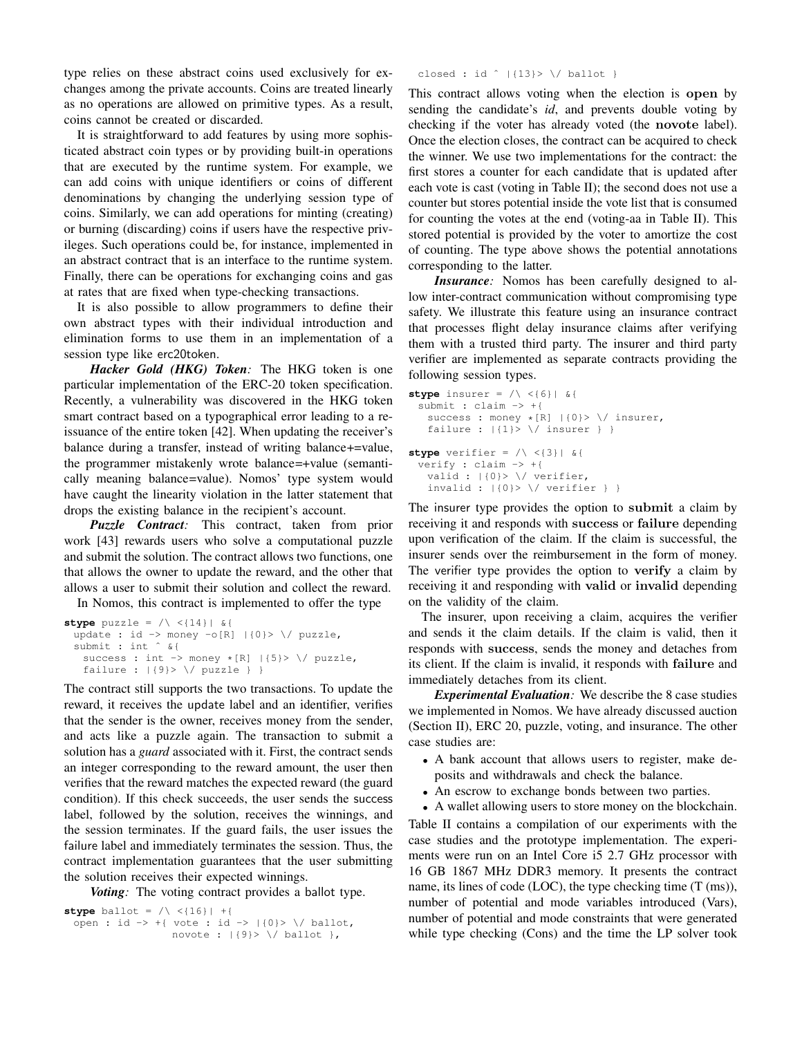type relies on these abstract coins used exclusively for exchanges among the private accounts. Coins are treated linearly as no operations are allowed on primitive types. As a result, coins cannot be created or discarded.

It is straightforward to add features by using more sophisticated abstract coin types or by providing built-in operations that are executed by the runtime system. For example, we can add coins with unique identifiers or coins of different denominations by changing the underlying session type of coins. Similarly, we can add operations for minting (creating) or burning (discarding) coins if users have the respective privileges. Such operations could be, for instance, implemented in an abstract contract that is an interface to the runtime system. Finally, there can be operations for exchanging coins and gas at rates that are fixed when type-checking transactions.

It is also possible to allow programmers to define their own abstract types with their individual introduction and elimination forms to use them in an implementation of a session type like erc20token.

***Hacker Gold (HKG) Token:*** The HKG token is one particular implementation of the ERC-20 token specification. Recently, a vulnerability was discovered in the HKG token smart contract based on a typographical error leading to a re-issuance of the entire token [42]. When updating the receiver's balance during a transfer, instead of writing balance+=value, the programmer mistakenly wrote balance=+value (semantically meaning balance=value). Nomos' type system would have caught the linearity violation in the latter statement that drops the existing balance in the recipient's account.

***Puzzle Contract:*** This contract, taken from prior work [43] rewards users who solve a computational puzzle and submit the solution. The contract allows two functions, one that allows the owner to update the reward, and the other that allows a user to submit their solution and collect the reward.

In Nomos, this contract is implemented to offer the type

```
stype puzzle = /\ <{14}| &{
  update : id -> money -o[R] |{0}> \/ puzzle,
  submit : int ^ &{
    success : int -> money *[R] |{5}> \/ puzzle,
    failure : |{9}> \/ puzzle } }
```

The contract still supports the two transactions. To update the reward, it receives the update label and an identifier, verifies that the sender is the owner, receives money from the sender, and acts like a puzzle again. The transaction to submit a solution has a *guard* associated with it. First, the contract sends an integer corresponding to the reward amount, the user then verifies that the reward matches the expected reward (the guard condition). If this check succeeds, the user sends the success label, followed by the solution, receives the winnings, and the session terminates. If the guard fails, the user issues the failure label and immediately terminates the session. Thus, the contract implementation guarantees that the user submitting the solution receives their expected winnings.

***Voting:*** The voting contract provides a ballot type.

```
stype ballot = /\ <{16}| +{
  open : id -> +{ vote : id -> |{0}> \/ ballot,
                  novote : |{9}> \/ ballot },
  closed : id ^ |{13}> \/ ballot }
```

This contract allows voting when the election is **open** by sending the candidate's *id*, and prevents double voting by checking if the voter has already voted (the **novote** label). Once the election closes, the contract can be acquired to check the winner. We use two implementations for the contract: the first stores a counter for each candidate that is updated after each vote is cast (voting in Table II); the second does not use a counter but stores potential inside the vote list that is consumed for counting the votes at the end (voting-aa in Table II). This stored potential is provided by the voter to amortize the cost of counting. The type above shows the potential annotations corresponding to the latter.

***Insurance:*** Nomos has been carefully designed to allow inter-contract communication without compromising type safety. We illustrate this feature using an insurance contract that processes flight delay insurance claims after verifying them with a trusted third party. The insurer and third party verifier are implemented as separate contracts providing the following session types.

```
stype insurer = /\ <{6}| &{
  submit : claim -> +{
    success : money *[R] |{0}> \/ insurer,
    failure : |{1}> \/ insurer } }

stype verifier = /\ <{3}| &{
  verify : claim -> +{
    valid : |{0}> \/ verifier,
    invalid : |{0}> \/ verifier } }
```

The insurer type provides the option to **submit** a claim by receiving it and responds with **success** or **failure** depending upon verification of the claim. If the claim is successful, the insurer sends over the reimbursement in the form of money. The verifier type provides the option to **verify** a claim by receiving it and responding with **valid** or **invalid** depending on the validity of the claim.

The insurer, upon receiving a claim, acquires the verifier and sends it the claim details. If the claim is valid, then it responds with **success**, sends the money and detaches from its client. If the claim is invalid, it responds with **failure** and immediately detaches from its client.

***Experimental Evaluation:*** We describe the 8 case studies we implemented in Nomos. We have already discussed auction (Section II), ERC 20, puzzle, voting, and insurance. The other case studies are:

- A bank account that allows users to register, make deposits and withdrawals and check the balance.
- An escrow to exchange bonds between two parties.
- A wallet allowing users to store money on the blockchain.

Table II contains a compilation of our experiments with the case studies and the prototype implementation. The experiments were run on an Intel Core i5 2.7 GHz processor with 16 GB 1867 MHz DDR3 memory. It presents the contract name, its lines of code (LOC), the type checking time (T (ms)), number of potential and mode variables introduced (Vars), number of potential and mode constraints that were generated while type checking (Cons) and the time the LP solver took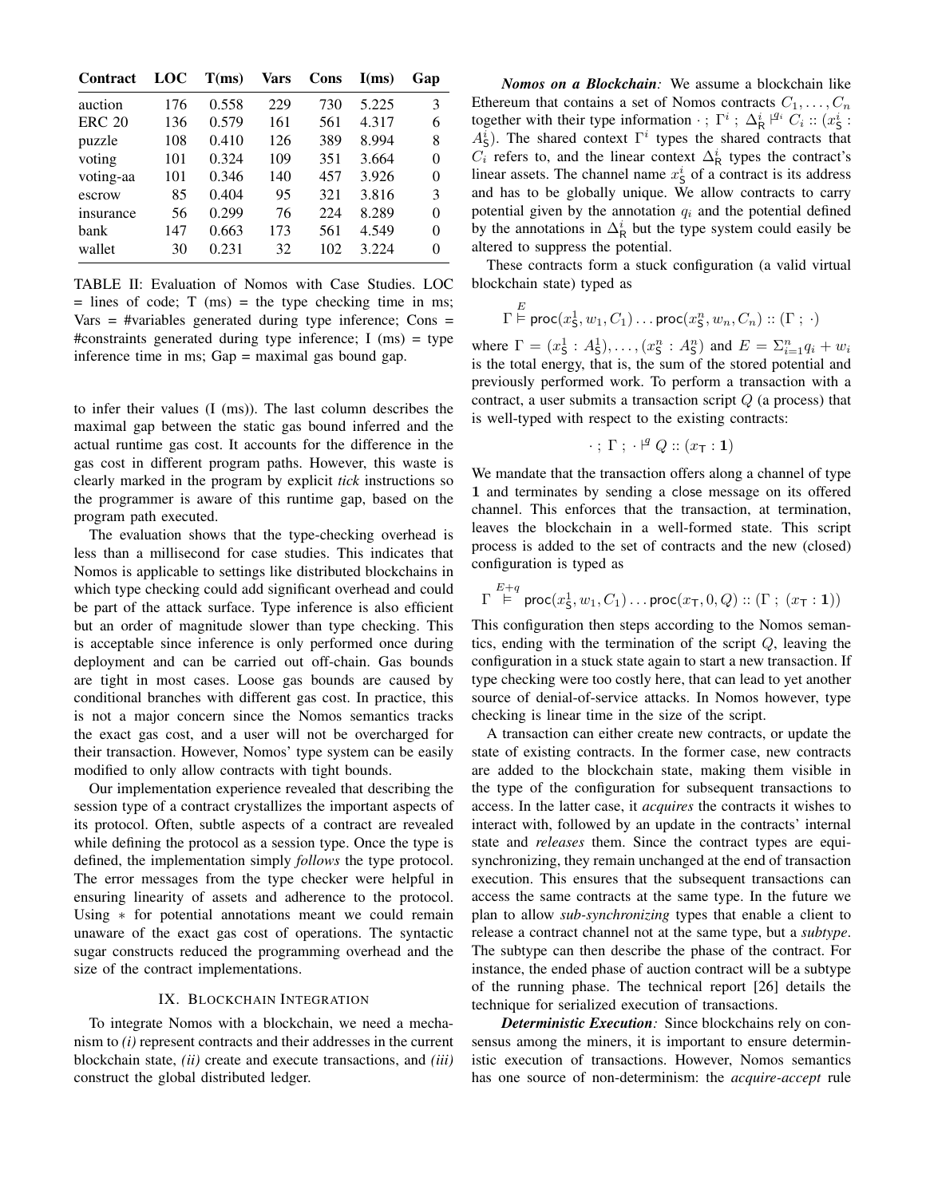| Contract | LOC | T(ms) | Vars | Cons | I(ms) | Gap |
|---|---|---|---|---|---|---|
| auction | 176 | 0.558 | 229 | 730 | 5.225 | 3 |
| ERC 20 | 136 | 0.579 | 161 | 561 | 4.317 | 6 |
| puzzle | 108 | 0.410 | 126 | 389 | 8.994 | 8 |
| voting | 101 | 0.324 | 109 | 351 | 3.664 | 0 |
| voting-aa | 101 | 0.346 | 140 | 457 | 3.926 | 0 |
| escrow | 85 | 0.404 | 95 | 321 | 3.816 | 3 |
| insurance | 56 | 0.299 | 76 | 224 | 8.289 | 0 |
| bank | 147 | 0.663 | 173 | 561 | 4.549 | 0 |
| wallet | 30 | 0.231 | 32 | 102 | 3.224 | 0 |

TABLE II: Evaluation of Nomos with Case Studies. LOC = lines of code; T (ms) = the type checking time in ms; Vars = #variables generated during type inference; Cons = #constraints generated during type inference; I (ms) = type inference time in ms; Gap = maximal gas bound gap.

to infer their values (I (ms)). The last column describes the maximal gap between the static gas bound inferred and the actual runtime gas cost. It accounts for the difference in the gas cost in different program paths. However, this waste is clearly marked in the program by explicit *tick* instructions so the programmer is aware of this runtime gap, based on the program path executed.

The evaluation shows that the type-checking overhead is less than a millisecond for case studies. This indicates that Nomos is applicable to settings like distributed blockchains in which type checking could add significant overhead and could be part of the attack surface. Type inference is also efficient but an order of magnitude slower than type checking. This is acceptable since inference is only performed once during deployment and can be carried out off-chain. Gas bounds are tight in most cases. Loose gas bounds are caused by conditional branches with different gas cost. In practice, this is not a major concern since the Nomos semantics tracks the exact gas cost, and a user will not be overcharged for their transaction. However, Nomos' type system can be easily modified to only allow contracts with tight bounds.

Our implementation experience revealed that describing the session type of a contract crystallizes the important aspects of its protocol. Often, subtle aspects of a contract are revealed while defining the protocol as a session type. Once the type is defined, the implementation simply *follows* the type protocol. The error messages from the type checker were helpful in ensuring linearity of assets and adherence to the protocol. Using $*$ for potential annotations meant we could remain unaware of the exact gas cost of operations. The syntactic sugar constructs reduced the programming overhead and the size of the contract implementations.

## IX. Blockchain Integration

To integrate Nomos with a blockchain, we need a mechanism to *(i)* represent contracts and their addresses in the current blockchain state, *(ii)* create and execute transactions, and *(iii)* construct the global distributed ledger.

***Nomos on a Blockchain:*** We assume a blockchain like Ethereum that contains a set of Nomos contracts $C_1, \ldots, C_n$ together with their type information $\cdot\,;\,\Gamma^i\,;\,\Delta^i_{\mathsf{R}} \vdash^{q_i} C_i :: (x^i_{\mathsf{S}} : A^i_{\mathsf{S}})$. The shared context $\Gamma^i$ types the shared contracts that $C_i$ refers to, and the linear context $\Delta^i_{\mathsf{R}}$ types the contract's linear assets. The channel name $x^i_{\mathsf{S}}$ of a contract is its address and has to be globally unique. We allow contracts to carry potential given by the annotation $q_i$ and the potential defined by the annotations in $\Delta^i_{\mathsf{R}}$ but the type system could easily be altered to suppress the potential.

These contracts form a stuck configuration (a valid virtual blockchain state) typed as

$$\Gamma \overset{E}{\vDash} \mathsf{proc}(x^1_{\mathsf{S}}, w_1, C_1) \ldots \mathsf{proc}(x^n_{\mathsf{S}}, w_n, C_n) :: (\Gamma\,;\,\cdot)$$

where $\Gamma = (x^1_{\mathsf{S}} : A^1_{\mathsf{S}}), \ldots, (x^n_{\mathsf{S}} : A^n_{\mathsf{S}})$ and $E = \Sigma^n_{i=1} q_i + w_i$ is the total energy, that is, the sum of the stored potential and previously performed work. To perform a transaction with a contract, a user submits a transaction script $Q$ (a process) that is well-typed with respect to the existing contracts:

$$\cdot\,;\,\Gamma\,;\,\cdot \vdash^{q} Q :: (x_{\mathsf{T}} : \mathbf{1})$$

We mandate that the transaction offers along a channel of type $\mathbf{1}$ and terminates by sending a close message on its offered channel. This enforces that the transaction, at termination, leaves the blockchain in a well-formed state. This script process is added to the set of contracts and the new (closed) configuration is typed as

$$\Gamma \overset{E+q}{\vDash} \mathsf{proc}(x^1_{\mathsf{S}}, w_1, C_1) \ldots \mathsf{proc}(x_{\mathsf{T}}, 0, Q) :: (\Gamma\,;\,(x_{\mathsf{T}} : \mathbf{1}))$$

This configuration then steps according to the Nomos semantics, ending with the termination of the script $Q$, leaving the configuration in a stuck state again to start a new transaction. If type checking were too costly here, that can lead to yet another source of denial-of-service attacks. In Nomos however, type checking is linear time in the size of the script.

A transaction can either create new contracts, or update the state of existing contracts. In the former case, new contracts are added to the blockchain state, making them visible in the type of the configuration for subsequent transactions to access. In the latter case, it *acquires* the contracts it wishes to interact with, followed by an update in the contracts' internal state and *releases* them. Since the contract types are equi-synchronizing, they remain unchanged at the end of transaction execution. This ensures that the subsequent transactions can access the same contracts at the same type. In the future we plan to allow *sub-synchronizing* types that enable a client to release a contract channel not at the same type, but a *subtype*. The subtype can then describe the phase of the contract. For instance, the ended phase of auction contract will be a subtype of the running phase. The technical report [26] details the technique for serialized execution of transactions.

***Deterministic Execution:*** Since blockchains rely on consensus among the miners, it is important to ensure deterministic execution of transactions. However, Nomos semantics has one source of non-determinism: the *acquire-accept* rule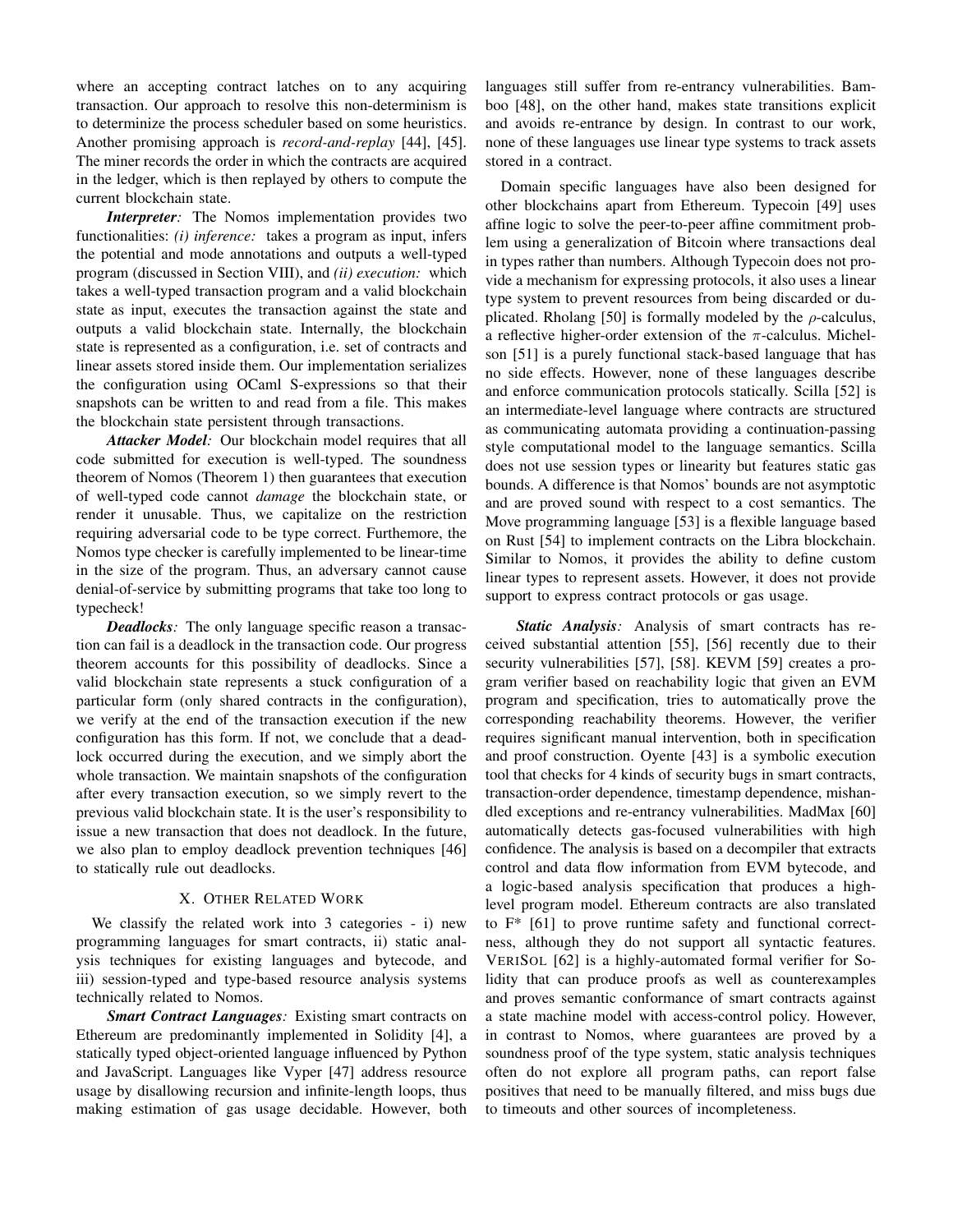where an accepting contract latches on to any acquiring transaction. Our approach to resolve this non-determinism is to determinize the process scheduler based on some heuristics. Another promising approach is *record-and-replay* [44], [45]. The miner records the order in which the contracts are acquired in the ledger, which is then replayed by others to compute the current blockchain state.

***Interpreter:*** The Nomos implementation provides two functionalities: *(i) inference:* takes a program as input, infers the potential and mode annotations and outputs a well-typed program (discussed in Section VIII), and *(ii) execution:* which takes a well-typed transaction program and a valid blockchain state as input, executes the transaction against the state and outputs a valid blockchain state. Internally, the blockchain state is represented as a configuration, i.e. set of contracts and linear assets stored inside them. Our implementation serializes the configuration using OCaml S-expressions so that their snapshots can be written to and read from a file. This makes the blockchain state persistent through transactions.

***Attacker Model:*** Our blockchain model requires that all code submitted for execution is well-typed. The soundness theorem of Nomos (Theorem 1) then guarantees that execution of well-typed code cannot *damage* the blockchain state, or render it unusable. Thus, we capitalize on the restriction requiring adversarial code to be type correct. Furthermore, the Nomos type checker is carefully implemented to be linear-time in the size of the program. Thus, an adversary cannot cause denial-of-service by submitting programs that take too long to typecheck!

***Deadlocks:*** The only language specific reason a transaction can fail is a deadlock in the transaction code. Our progress theorem accounts for this possibility of deadlocks. Since a valid blockchain state represents a stuck configuration of a particular form (only shared contracts in the configuration), we verify at the end of the transaction execution if the new configuration has this form. If not, we conclude that a deadlock occurred during the execution, and we simply abort the whole transaction. We maintain snapshots of the configuration after every transaction execution, so we simply revert to the previous valid blockchain state. It is the user's responsibility to issue a new transaction that does not deadlock. In the future, we also plan to employ deadlock prevention techniques [46] to statically rule out deadlocks.

## X. Other Related Work

We classify the related work into 3 categories - i) new programming languages for smart contracts, ii) static analysis techniques for existing languages and bytecode, and iii) session-typed and type-based resource analysis systems technically related to Nomos.

***Smart Contract Languages:*** Existing smart contracts on Ethereum are predominantly implemented in Solidity [4], a statically typed object-oriented language influenced by Python and JavaScript. Languages like Vyper [47] address resource usage by disallowing recursion and infinite-length loops, thus making estimation of gas usage decidable. However, both languages still suffer from re-entrancy vulnerabilities. Bamboo [48], on the other hand, makes state transitions explicit and avoids re-entrance by design. In contrast to our work, none of these languages use linear type systems to track assets stored in a contract.

Domain specific languages have also been designed for other blockchains apart from Ethereum. Typecoin [49] uses affine logic to solve the peer-to-peer affine commitment problem using a generalization of Bitcoin where transactions deal in types rather than numbers. Although Typecoin does not provide a mechanism for expressing protocols, it also uses a linear type system to prevent resources from being discarded or duplicated. Rholang [50] is formally modeled by the $\rho$-calculus, a reflective higher-order extension of the $\pi$-calculus. Michelson [51] is a purely functional stack-based language that has no side effects. However, none of these languages describe and enforce communication protocols statically. Scilla [52] is an intermediate-level language where contracts are structured as communicating automata providing a continuation-passing style computational model to the language semantics. Scilla does not use session types or linearity but features static gas bounds. A difference is that Nomos' bounds are not asymptotic and are proved sound with respect to a cost semantics. The Move programming language [53] is a flexible language based on Rust [54] to implement contracts on the Libra blockchain. Similar to Nomos, it provides the ability to define custom linear types to represent assets. However, it does not provide support to express contract protocols or gas usage.

***Static Analysis:*** Analysis of smart contracts has received substantial attention [55], [56] recently due to their security vulnerabilities [57], [58]. KEVM [59] creates a program verifier based on reachability logic that given an EVM program and specification, tries to automatically prove the corresponding reachability theorems. However, the verifier requires significant manual intervention, both in specification and proof construction. Oyente [43] is a symbolic execution tool that checks for 4 kinds of security bugs in smart contracts, transaction-order dependence, timestamp dependence, mishandled exceptions and re-entrancy vulnerabilities. MadMax [60] automatically detects gas-focused vulnerabilities with high confidence. The analysis is based on a decompiler that extracts control and data flow information from EVM bytecode, and a logic-based analysis specification that produces a high-level program model. Ethereum contracts are also translated to F* [61] to prove runtime safety and functional correctness, although they do not support all syntactic features. VeriSol [62] is a highly-automated formal verifier for Solidity that can produce proofs as well as counterexamples and proves semantic conformance of smart contracts against a state machine model with access-control policy. However, in contrast to Nomos, where guarantees are proved by a soundness proof of the type system, static analysis techniques often do not explore all program paths, can report false positives that need to be manually filtered, and miss bugs due to timeouts and other sources of incompleteness.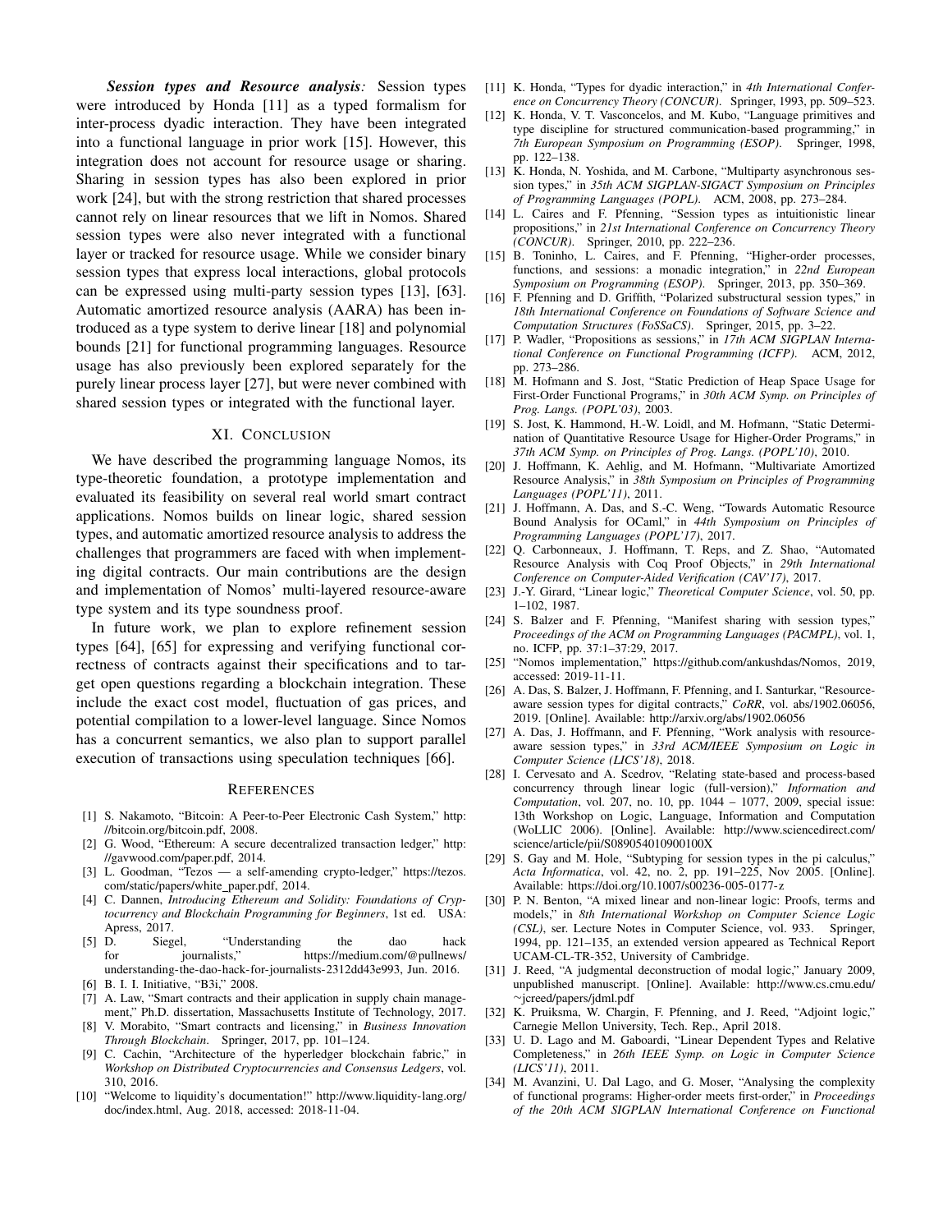***Session types and Resource analysis:*** Session types were introduced by Honda [11] as a typed formalism for inter-process dyadic interaction. They have been integrated into a functional language in prior work [15]. However, this integration does not account for resource usage or sharing. Sharing in session types has also been explored in prior work [24], but with the strong restriction that shared processes cannot rely on linear resources that we lift in Nomos. Shared session types were also never integrated with a functional layer or tracked for resource usage. While we consider binary session types that express local interactions, global protocols can be expressed using multi-party session types [13], [63]. Automatic amortized resource analysis (AARA) has been introduced as a type system to derive linear [18] and polynomial bounds [21] for functional programming languages. Resource usage has also previously been explored separately for the purely linear process layer [27], but were never combined with shared session types or integrated with the functional layer.

## XI. Conclusion

We have described the programming language Nomos, its type-theoretic foundation, a prototype implementation and evaluated its feasibility on several real world smart contract applications. Nomos builds on linear logic, shared session types, and automatic amortized resource analysis to address the challenges that programmers are faced with when implementing digital contracts. Our main contributions are the design and implementation of Nomos' multi-layered resource-aware type system and its type soundness proof.

In future work, we plan to explore refinement session types [64], [65] for expressing and verifying functional correctness of contracts against their specifications and to target open questions regarding a blockchain integration. These include the exact cost model, fluctuation of gas prices, and potential compilation to a lower-level language. Since Nomos has a concurrent semantics, we also plan to support parallel execution of transactions using speculation techniques [66].

## References

[1] S. Nakamoto, "Bitcoin: A Peer-to-Peer Electronic Cash System," http://bitcoin.org/bitcoin.pdf, 2008.

[2] G. Wood, "Ethereum: A secure decentralized transaction ledger," http://gavwood.com/paper.pdf, 2014.

[3] L. Goodman, "Tezos — a self-amending crypto-ledger," https://tezos.com/static/papers/white_paper.pdf, 2014.

[4] C. Dannen, *Introducing Ethereum and Solidity: Foundations of Cryptocurrency and Blockchain Programming for Beginners*, 1st ed. USA: Apress, 2017.

[5] D. Siegel, "Understanding the dao hack for journalists," https://medium.com/@pullnews/understanding-the-dao-hack-for-journalists-2312dd43e993, Jun. 2016.

[6] B. I. I. Initiative, "B3i," 2008.

[7] A. Law, "Smart contracts and their application in supply chain management," Ph.D. dissertation, Massachusetts Institute of Technology, 2017.

[8] V. Morabito, "Smart contracts and licensing," in *Business Innovation Through Blockchain*. Springer, 2017, pp. 101–124.

[9] C. Cachin, "Architecture of the hyperledger blockchain fabric," in *Workshop on Distributed Cryptocurrencies and Consensus Ledgers*, vol. 310, 2016.

[10] "Welcome to liquidity's documentation!" http://www.liquidity-lang.org/doc/index.html, Aug. 2018, accessed: 2018-11-04.

[11] K. Honda, "Types for dyadic interaction," in *4th International Conference on Concurrency Theory (CONCUR)*. Springer, 1993, pp. 509–523.

[12] K. Honda, V. T. Vasconcelos, and M. Kubo, "Language primitives and type discipline for structured communication-based programming," in *7th European Symposium on Programming (ESOP)*. Springer, 1998, pp. 122–138.

[13] K. Honda, N. Yoshida, and M. Carbone, "Multiparty asynchronous session types," in *35th ACM SIGPLAN-SIGACT Symposium on Principles of Programming Languages (POPL)*. ACM, 2008, pp. 273–284.

[14] L. Caires and F. Pfenning, "Session types as intuitionistic linear propositions," in *21st International Conference on Concurrency Theory (CONCUR)*. Springer, 2010, pp. 222–236.

[15] B. Toninho, L. Caires, and F. Pfenning, "Higher-order processes, functions, and sessions: a monadic integration," in *22nd European Symposium on Programming (ESOP)*. Springer, 2013, pp. 350–369.

[16] F. Pfenning and D. Griffith, "Polarized substructural session types," in *18th International Conference on Foundations of Software Science and Computation Structures (FoSSaCS)*. Springer, 2015, pp. 3–22.

[17] P. Wadler, "Propositions as sessions," in *17th ACM SIGPLAN International Conference on Functional Programming (ICFP)*. ACM, 2012, pp. 273–286.

[18] M. Hofmann and S. Jost, "Static Prediction of Heap Space Usage for First-Order Functional Programs," in *30th ACM Symp. on Principles of Prog. Langs. (POPL'03)*, 2003.

[19] S. Jost, K. Hammond, H.-W. Loidl, and M. Hofmann, "Static Determination of Quantitative Resource Usage for Higher-Order Programs," in *37th ACM Symp. on Principles of Prog. Langs. (POPL'10)*, 2010.

[20] J. Hoffmann, K. Aehlig, and M. Hofmann, "Multivariate Amortized Resource Analysis," in *38th Symposium on Principles of Programming Languages (POPL'11)*, 2011.

[21] J. Hoffmann, A. Das, and S.-C. Weng, "Towards Automatic Resource Bound Analysis for OCaml," in *44th Symposium on Principles of Programming Languages (POPL'17)*, 2017.

[22] Q. Carbonneaux, J. Hoffmann, T. Reps, and Z. Shao, "Automated Resource Analysis with Coq Proof Objects," in *29th International Conference on Computer-Aided Verification (CAV'17)*, 2017.

[23] J.-Y. Girard, "Linear logic," *Theoretical Computer Science*, vol. 50, pp. 1–102, 1987.

[24] S. Balzer and F. Pfenning, "Manifest sharing with session types," *Proceedings of the ACM on Programming Languages (PACMPL)*, vol. 1, no. ICFP, pp. 37:1–37:29, 2017.

[25] "Nomos implementation," https://github.com/ankushdas/Nomos, 2019, accessed: 2019-11-11.

[26] A. Das, S. Balzer, J. Hoffmann, F. Pfenning, and I. Santurkar, "Resource-aware session types for digital contracts," *CoRR*, vol. abs/1902.06056, 2019. [Online]. Available: http://arxiv.org/abs/1902.06056

[27] A. Das, J. Hoffmann, and F. Pfenning, "Work analysis with resource-aware session types," in *33rd ACM/IEEE Symposium on Logic in Computer Science (LICS'18)*, 2018.

[28] I. Cervesato and A. Scedrov, "Relating state-based and process-based concurrency through linear logic (full-version)," *Information and Computation*, vol. 207, no. 10, pp. 1044 – 1077, 2009, special issue: 13th Workshop on Logic, Language, Information and Computation (WoLLIC 2006). [Online]. Available: http://www.sciencedirect.com/science/article/pii/S089054010900100X

[29] S. Gay and M. Hole, "Subtyping for session types in the pi calculus," *Acta Informatica*, vol. 42, no. 2, pp. 191–225, Nov 2005. [Online]. Available: https://doi.org/10.1007/s00236-005-0177-z

[30] P. N. Benton, "A mixed linear and non-linear logic: Proofs, terms and models," in *8th International Workshop on Computer Science Logic (CSL)*, ser. Lecture Notes in Computer Science, vol. 933. Springer, 1994, pp. 121–135, an extended version appeared as Technical Report UCAM-CL-TR-352, University of Cambridge.

[31] J. Reed, "A judgmental deconstruction of modal logic," January 2009, unpublished manuscript. [Online]. Available: http://www.cs.cmu.edu/~jcreed/papers/jdml.pdf

[32] K. Pruiksma, W. Chargin, F. Pfenning, and J. Reed, "Adjoint logic," Carnegie Mellon University, Tech. Rep., April 2018.

[33] U. D. Lago and M. Gaboardi, "Linear Dependent Types and Relative Completeness," in *26th IEEE Symp. on Logic in Computer Science (LICS'11)*, 2011.

[34] M. Avanzini, U. Dal Lago, and G. Moser, "Analysing the complexity of functional programs: Higher-order meets first-order," in *Proceedings of the 20th ACM SIGPLAN International Conference on Functional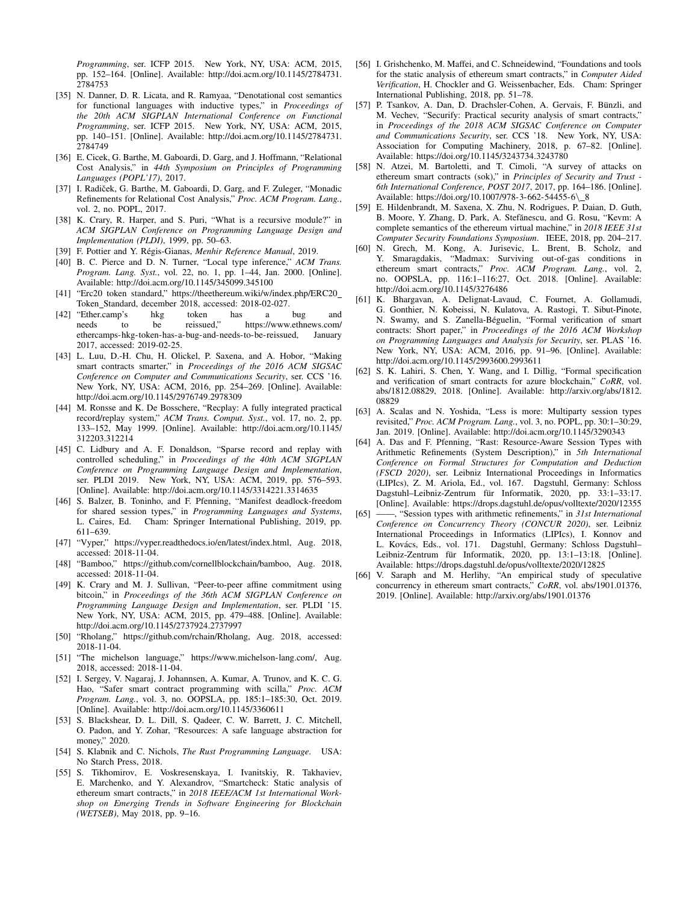*Programming*, ser. ICFP 2015. New York, NY, USA: ACM, 2015, pp. 152–164. [Online]. Available: http://doi.acm.org/10.1145/2784731.2784753

[35] N. Danner, D. R. Licata, and R. Ramyaa, "Denotational cost semantics for functional languages with inductive types," in *Proceedings of the 20th ACM SIGPLAN International Conference on Functional Programming*, ser. ICFP 2015. New York, NY, USA: ACM, 2015, pp. 140–151. [Online]. Available: http://doi.acm.org/10.1145/2784731.2784749

[36] E. Cicek, G. Barthe, M. Gaboardi, D. Garg, and J. Hoffmann, "Relational Cost Analysis," in *44th Symposium on Principles of Programming Languages (POPL'17)*, 2017.

[37] I. Radiček, G. Barthe, M. Gaboardi, D. Garg, and F. Zuleger, "Monadic Refinements for Relational Cost Analysis," *Proc. ACM Program. Lang.*, vol. 2, no. POPL, 2017.

[38] K. Crary, R. Harper, and S. Puri, "What is a recursive module?" in *ACM SIGPLAN Conference on Programming Language Design and Implementation (PLDI)*, 1999, pp. 50–63.

[39] F. Pottier and Y. Régis-Gianas, *Menhir Reference Manual*, 2019.

[40] B. C. Pierce and D. N. Turner, "Local type inference," *ACM Trans. Program. Lang. Syst.*, vol. 22, no. 1, pp. 1–44, Jan. 2000. [Online]. Available: http://doi.acm.org/10.1145/345099.345100

[41] "Erc20 token standard," https://theethereum.wiki/w/index.php/ERC20_Token_Standard, december 2018, accessed: 2018-02-027.

[42] "Ether.camp's hkg token has a bug and needs to be reissued," https://www.ethnews.com/ethercamps-hkg-token-has-a-bug-and-needs-to-be-reissued, January 2017, accessed: 2019-02-25.

[43] L. Luu, D.-H. Chu, H. Olickel, P. Saxena, and A. Hobor, "Making smart contracts smarter," in *Proceedings of the 2016 ACM SIGSAC Conference on Computer and Communications Security*, ser. CCS '16. New York, NY, USA: ACM, 2016, pp. 254–269. [Online]. Available: http://doi.acm.org/10.1145/2976749.2978309

[44] M. Ronsse and K. De Bosschere, "Recplay: A fully integrated practical record/replay system," *ACM Trans. Comput. Syst.*, vol. 17, no. 2, pp. 133–152, May 1999. [Online]. Available: http://doi.acm.org/10.1145/312203.312214

[45] C. Lidbury and A. F. Donaldson, "Sparse record and replay with controlled scheduling," in *Proceedings of the 40th ACM SIGPLAN Conference on Programming Language Design and Implementation*, ser. PLDI 2019. New York, NY, USA: ACM, 2019, pp. 576–593. [Online]. Available: http://doi.acm.org/10.1145/3314221.3314635

[46] S. Balzer, B. Toninho, and F. Pfenning, "Manifest deadlock-freedom for shared session types," in *Programming Languages and Systems*, L. Caires, Ed. Cham: Springer International Publishing, 2019, pp. 611–639.

[47] "Vyper," https://vyper.readthedocs.io/en/latest/index.html, Aug. 2018, accessed: 2018-11-04.

[48] "Bamboo," https://github.com/cornellblockchain/bamboo, Aug. 2018, accessed: 2018-11-04.

[49] K. Crary and M. J. Sullivan, "Peer-to-peer affine commitment using bitcoin," in *Proceedings of the 36th ACM SIGPLAN Conference on Programming Language Design and Implementation*, ser. PLDI '15. New York, NY, USA: ACM, 2015, pp. 479–488. [Online]. Available: http://doi.acm.org/10.1145/2737924.2737997

[50] "Rholang," https://github.com/rchain/Rholang, Aug. 2018, accessed: 2018-11-04.

[51] "The michelson language," https://www.michelson-lang.com/, Aug. 2018, accessed: 2018-11-04.

[52] I. Sergey, V. Nagaraj, J. Johannsen, A. Kumar, A. Trunov, and K. C. G. Hao, "Safer smart contract programming with scilla," *Proc. ACM Program. Lang.*, vol. 3, no. OOPSLA, pp. 185:1–185:30, Oct. 2019. [Online]. Available: http://doi.acm.org/10.1145/3360611

[53] S. Blackshear, D. L. Dill, S. Qadeer, C. W. Barrett, J. C. Mitchell, O. Padon, and Y. Zohar, "Resources: A safe language abstraction for money," 2020.

[54] S. Klabnik and C. Nichols, *The Rust Programming Language*. USA: No Starch Press, 2018.

[55] S. Tikhomirov, E. Voskresenskaya, I. Ivanitskiy, R. Takhaviev, E. Marchenko, and Y. Alexandrov, "Smartcheck: Static analysis of ethereum smart contracts," in *2018 IEEE/ACM 1st International Workshop on Emerging Trends in Software Engineering for Blockchain (WETSEB)*, May 2018, pp. 9–16.

[56] I. Grishchenko, M. Maffei, and C. Schneidewind, "Foundations and tools for the static analysis of ethereum smart contracts," in *Computer Aided Verification*, H. Chockler and G. Weissenbacher, Eds. Cham: Springer International Publishing, 2018, pp. 51–78.

[57] P. Tsankov, A. Dan, D. Drachsler-Cohen, A. Gervais, F. Bünzli, and M. Vechev, "Securify: Practical security analysis of smart contracts," in *Proceedings of the 2018 ACM SIGSAC Conference on Computer and Communications Security*, ser. CCS '18. New York, NY, USA: Association for Computing Machinery, 2018, p. 67–82. [Online]. Available: https://doi.org/10.1145/3243734.3243780

[58] N. Atzei, M. Bartoletti, and T. Cimoli, "A survey of attacks on ethereum smart contracts (sok)," in *Principles of Security and Trust - 6th International Conference, POST 2017*, 2017, pp. 164–186. [Online]. Available: https://doi.org/10.1007/978-3-662-54455-6\_8

[59] E. Hildenbrandt, M. Saxena, X. Zhu, N. Rodrigues, P. Daian, D. Guth, B. Moore, Y. Zhang, D. Park, A. Stefănescu, and G. Rosu, "Kevm: A complete semantics of the ethereum virtual machine," in *2018 IEEE 31st Computer Security Foundations Symposium*. IEEE, 2018, pp. 204–217.

[60] N. Grech, M. Kong, A. Jurisevic, L. Brent, B. Scholz, and Y. Smaragdakis, "Madmax: Surviving out-of-gas conditions in ethereum smart contracts," *Proc. ACM Program. Lang.*, vol. 2, no. OOPSLA, pp. 116:1–116:27, Oct. 2018. [Online]. Available: http://doi.acm.org/10.1145/3276486

[61] K. Bhargavan, A. Delignat-Lavaud, C. Fournet, A. Gollamudi, G. Gonthier, N. Kobeissi, N. Kulatova, A. Rastogi, T. Sibut-Pinote, N. Swamy, and S. Zanella-Béguelin, "Formal verification of smart contracts: Short paper," in *Proceedings of the 2016 ACM Workshop on Programming Languages and Analysis for Security*, ser. PLAS '16. New York, NY, USA: ACM, 2016, pp. 91–96. [Online]. Available: http://doi.acm.org/10.1145/2993600.2993611

[62] S. K. Lahiri, S. Chen, Y. Wang, and I. Dillig, "Formal specification and verification of smart contracts for azure blockchain," *CoRR*, vol. abs/1812.08829, 2018. [Online]. Available: http://arxiv.org/abs/1812.08829

[63] A. Scalas and N. Yoshida, "Less is more: Multiparty session types revisited," *Proc. ACM Program. Lang.*, vol. 3, no. POPL, pp. 30:1–30:29, Jan. 2019. [Online]. Available: http://doi.acm.org/10.1145/3290343

[64] A. Das and F. Pfenning, "Rast: Resource-Aware Session Types with Arithmetic Refinements (System Description)," in *5th International Conference on Formal Structures for Computation and Deduction (FSCD 2020)*, ser. Leibniz International Proceedings in Informatics (LIPIcs), Z. M. Ariola, Ed., vol. 167. Dagstuhl, Germany: Schloss Dagstuhl–Leibniz-Zentrum für Informatik, 2020, pp. 33:1–33:17. [Online]. Available: https://drops.dagstuhl.de/opus/volltexte/2020/12355

[65] ——, "Session types with arithmetic refinements," in *31st International Conference on Concurrency Theory (CONCUR 2020)*, ser. Leibniz International Proceedings in Informatics (LIPIcs), I. Konnov and L. Kovács, Eds., vol. 171. Dagstuhl, Germany: Schloss Dagstuhl–Leibniz-Zentrum für Informatik, 2020, pp. 13:1–13:18. [Online]. Available: https://drops.dagstuhl.de/opus/volltexte/2020/12825

[66] V. Saraph and M. Herlihy, "An empirical study of speculative concurrency in ethereum smart contracts," *CoRR*, vol. abs/1901.01376, 2019. [Online]. Available: http://arxiv.org/abs/1901.01376